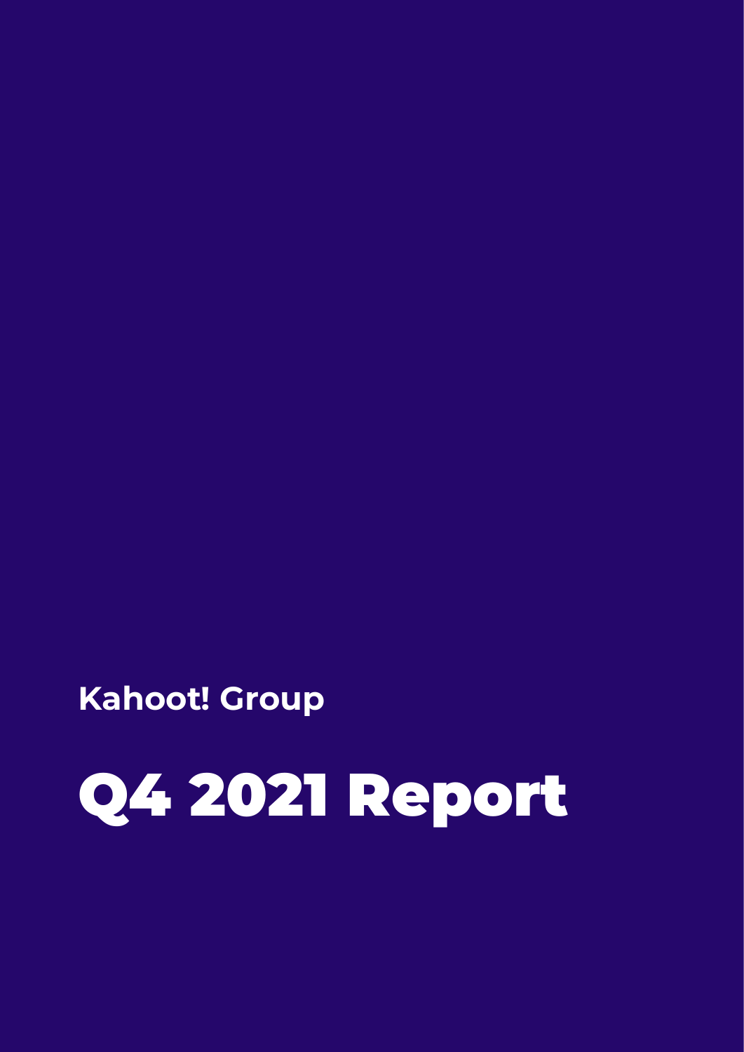**Kahoot! Group**

# Q4 2021 Report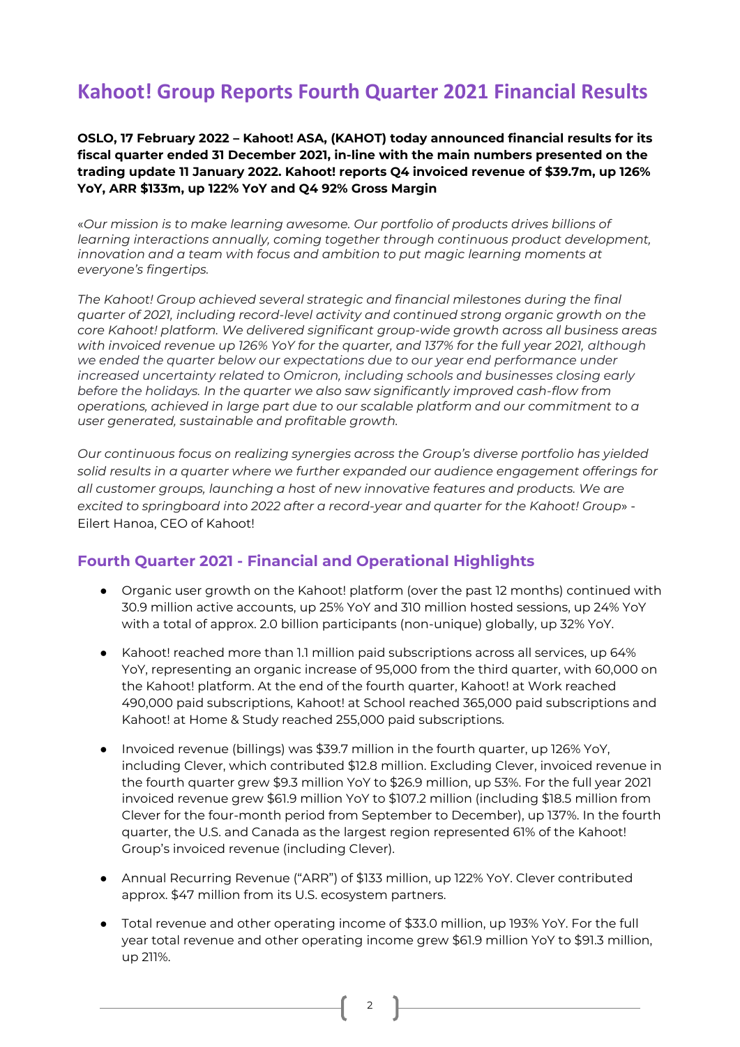# Kahoot! Group Reports Fourth Quarter 2021 Financial Results

**OSLO, 17 February 2022 – Kahoot! ASA, (KAHOT) today announced financial results for its fiscal quarter ended 31 December 2021, in-line with the main numbers presented on the trading update 11 January 2022. Kahoot! reports Q4 invoiced revenue of $39.7m, up 126% YoY, ARR $133m, up 122% YoY and Q4 92% Gross Margin**

«*Our mission is to make learning awesome. Our portfolio of products drives billions of learning interactions annually, coming together through continuous product development, innovation and a team with focus and ambition to put magic learning moments at everyone's fingertips.*

*The Kahoot! Group achieved several strategic and financial milestones during the final quarter of 2021, including record-level activity and continued strong organic growth on the core Kahoot! platform. We delivered significant group-wide growth across all business areas with invoiced revenue up 126% YoY for the quarter, and 137% for the full year 2021, although we ended the quarter below our expectations due to our year end performance under increased uncertainty related to Omicron, including schools and businesses closing early before the holidays. In the quarter we also saw significantly improved cash-flow from operations, achieved in large part due to our scalable platform and our commitment to a user generated, sustainable and profitable growth.*

*Our continuous focus on realizing synergies across the Group's diverse portfolio has yielded solid results in a quarter where we further expanded our audience engagement offerings for all customer groups, launching a host of new innovative features and products. We are excited to springboard into 2022 after a record-year and quarter for the Kahoot! Group*» - Eilert Hanoa, CEO of Kahoot!

## Fourth Quarter 2021 - Financial and Operational Highlights

- Organic user growth on the Kahoot! platform (over the past 12 months) continued with 30.9 million active accounts, up 25% YoY and 310 million hosted sessions, up 24% YoY with a total of approx. 2.0 billion participants (non-unique) globally, up 32% YoY.
- Kahoot! reached more than 1.1 million paid subscriptions across all services, up 64% YoY, representing an organic increase of 95,000 from the third quarter, with 60,000 on the Kahoot! platform. At the end of the fourth quarter, Kahoot! at Work reached 490,000 paid subscriptions, Kahoot! at School reached 365,000 paid subscriptions and Kahoot! at Home & Study reached 255,000 paid subscriptions.
- Invoiced revenue (billings) was $39.7 million in the fourth quarter, up 126% YoY, including Clever, which contributed $12.8 million. Excluding Clever, invoiced revenue in the fourth quarter grew $9.3 million YoY to $26.9 million, up 53%. For the full year 2021 invoiced revenue grew $61.9 million YoY to $107.2 million (including $18.5 million from Clever for the four-month period from September to December), up 137%. In the fourth quarter, the U.S. and Canada as the largest region represented 61% of the Kahoot! Group's invoiced revenue (including Clever).
- Annual Recurring Revenue ("ARR") of $133 million, up 122% YoY. Clever contributed approx. $47 million from its U.S. ecosystem partners.
- Total revenue and other operating income of $33.0 million, up 193% YoY. For the full year total revenue and other operating income grew $61.9 million YoY to $91.3 million, up 211%.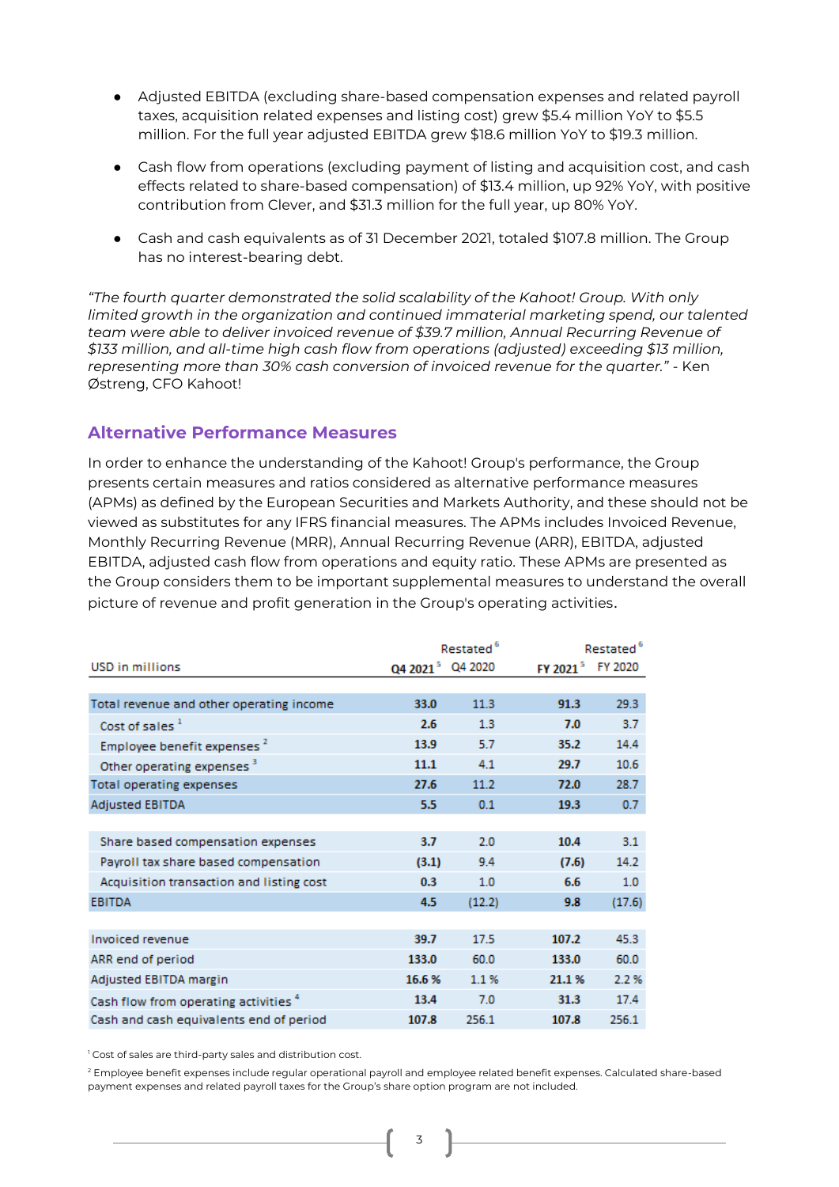- Adjusted EBITDA (excluding share-based compensation expenses and related payroll taxes, acquisition related expenses and listing cost) grew $5.4 million YoY to $5.5 million. For the full year adjusted EBITDA grew $18.6 million YoY to $19.3 million.

- Cash flow from operations (excluding payment of listing and acquisition cost, and cash effects related to share-based compensation) of $13.4 million, up 92% YoY, with positive contribution from Clever, and $31.3 million for the full year, up 80% YoY.

- Cash and cash equivalents as of 31 December 2021, totaled $107.8 million. The Group has no interest-bearing debt.

*"The fourth quarter demonstrated the solid scalability of the Kahoot! Group. With only limited growth in the organization and continued immaterial marketing spend, our talented team were able to deliver invoiced revenue of $39.7 million, Annual Recurring Revenue of $133 million, and all-time high cash flow from operations (adjusted) exceeding $13 million, representing more than 30% cash conversion of invoiced revenue for the quarter."* - Ken Østreng, CFO Kahoot!

## Alternative Performance Measures

In order to enhance the understanding of the Kahoot! Group's performance, the Group presents certain measures and ratios considered as alternative performance measures (APMs) as defined by the European Securities and Markets Authority, and these should not be viewed as substitutes for any IFRS financial measures. The APMs includes Invoiced Revenue, Monthly Recurring Revenue (MRR), Annual Recurring Revenue (ARR), EBITDA, adjusted EBITDA, adjusted cash flow from operations and equity ratio. These APMs are presented as the Group considers them to be important supplemental measures to understand the overall picture of revenue and profit generation in the Group's operating activities.

| USD in millions | Q4 2021 [5] | Restated [6] Q4 2020 | FY 2021 [5] | Restated [6] FY 2020 |
|---|---|---|---|---|
| Total revenue and other operating income | **33.0** | 11.3 | **91.3** | 29.3 |
| Cost of sales [1] | **2.6** | 1.3 | **7.0** | 3.7 |
| Employee benefit expenses [2] | **13.9** | 5.7 | **35.2** | 14.4 |
| Other operating expenses [3] | **11.1** | 4.1 | **29.7** | 10.6 |
| Total operating expenses | **27.6** | 11.2 | **72.0** | 28.7 |
| Adjusted EBITDA | **5.5** | 0.1 | **19.3** | 0.7 |
| | | | | |
| Share based compensation expenses | **3.7** | 2.0 | **10.4** | 3.1 |
| Payroll tax share based compensation | **(3.1)** | 9.4 | **(7.6)** | 14.2 |
| Acquisition transaction and listing cost | **0.3** | 1.0 | **6.6** | 1.0 |
| EBITDA | **4.5** | (12.2) | **9.8** | (17.6) |
| | | | | |
| Invoiced revenue | **39.7** | 17.5 | **107.2** | 45.3 |
| ARR end of period | **133.0** | 60.0 | **133.0** | 60.0 |
| Adjusted EBITDA margin | **16.6 %** | 1.1 % | **21.1 %** | 2.2 % |
| Cash flow from operating activities [4] | **13.4** | 7.0 | **31.3** | 17.4 |
| Cash and cash equivalents end of period | **107.8** | 256.1 | **107.8** | 256.1 |

[1] Cost of sales are third-party sales and distribution cost.

[2] Employee benefit expenses include regular operational payroll and employee related benefit expenses. Calculated share-based payment expenses and related payroll taxes for the Group's share option program are not included.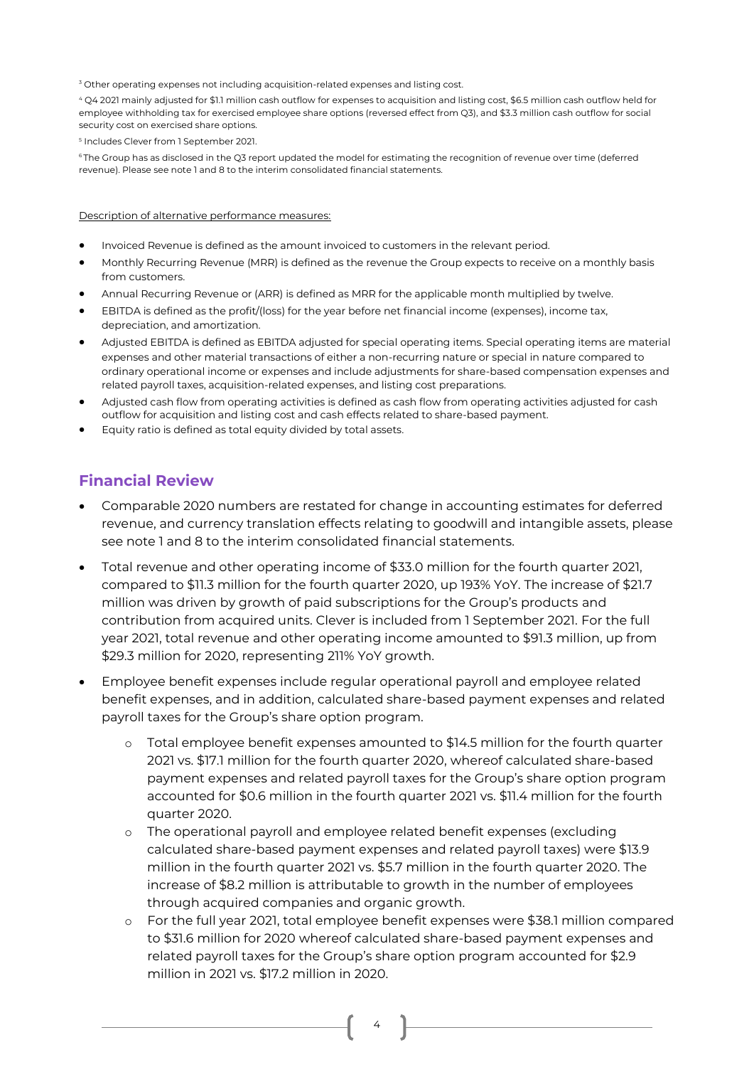[3] Other operating expenses not including acquisition-related expenses and listing cost.

[4] Q4 2021 mainly adjusted for $1.1 million cash outflow for expenses to acquisition and listing cost, $6.5 million cash outflow held for employee withholding tax for exercised employee share options (reversed effect from Q3), and $3.3 million cash outflow for social security cost on exercised share options.

[5] Includes Clever from 1 September 2021.

[6] The Group has as disclosed in the Q3 report updated the model for estimating the recognition of revenue over time (deferred revenue). Please see note 1 and 8 to the interim consolidated financial statements.

Description of alternative performance measures:

- Invoiced Revenue is defined as the amount invoiced to customers in the relevant period.
- Monthly Recurring Revenue (MRR) is defined as the revenue the Group expects to receive on a monthly basis from customers.
- Annual Recurring Revenue or (ARR) is defined as MRR for the applicable month multiplied by twelve.
- EBITDA is defined as the profit/(loss) for the year before net financial income (expenses), income tax, depreciation, and amortization.
- Adjusted EBITDA is defined as EBITDA adjusted for special operating items. Special operating items are material expenses and other material transactions of either a non-recurring nature or special in nature compared to ordinary operational income or expenses and include adjustments for share-based compensation expenses and related payroll taxes, acquisition-related expenses, and listing cost preparations.
- Adjusted cash flow from operating activities is defined as cash flow from operating activities adjusted for cash outflow for acquisition and listing cost and cash effects related to share-based payment.
- Equity ratio is defined as total equity divided by total assets.

## Financial Review

- Comparable 2020 numbers are restated for change in accounting estimates for deferred revenue, and currency translation effects relating to goodwill and intangible assets, please see note 1 and 8 to the interim consolidated financial statements.
- Total revenue and other operating income of $33.0 million for the fourth quarter 2021, compared to $11.3 million for the fourth quarter 2020, up 193% YoY. The increase of $21.7 million was driven by growth of paid subscriptions for the Group's products and contribution from acquired units. Clever is included from 1 September 2021. For the full year 2021, total revenue and other operating income amounted to $91.3 million, up from $29.3 million for 2020, representing 211% YoY growth.
- Employee benefit expenses include regular operational payroll and employee related benefit expenses, and in addition, calculated share-based payment expenses and related payroll taxes for the Group's share option program.
  - Total employee benefit expenses amounted to $14.5 million for the fourth quarter 2021 vs. $17.1 million for the fourth quarter 2020, whereof calculated share-based payment expenses and related payroll taxes for the Group's share option program accounted for $0.6 million in the fourth quarter 2021 vs. $11.4 million for the fourth quarter 2020.
  - The operational payroll and employee related benefit expenses (excluding calculated share-based payment expenses and related payroll taxes) were $13.9 million in the fourth quarter 2021 vs. $5.7 million in the fourth quarter 2020. The increase of $8.2 million is attributable to growth in the number of employees through acquired companies and organic growth.
  - For the full year 2021, total employee benefit expenses were $38.1 million compared to $31.6 million for 2020 whereof calculated share-based payment expenses and related payroll taxes for the Group's share option program accounted for $2.9 million in 2021 vs. $17.2 million in 2020.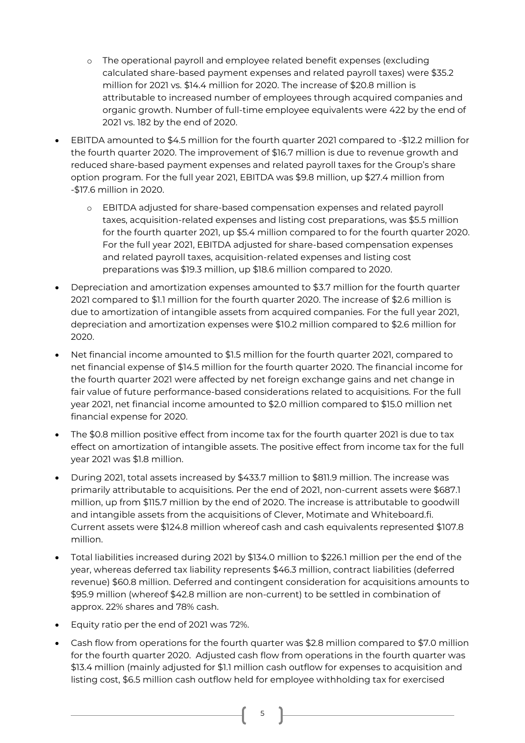- The operational payroll and employee related benefit expenses (excluding calculated share-based payment expenses and related payroll taxes) were $35.2 million for 2021 vs. $14.4 million for 2020. The increase of $20.8 million is attributable to increased number of employees through acquired companies and organic growth. Number of full-time employee equivalents were 422 by the end of 2021 vs. 182 by the end of 2020.

- EBITDA amounted to $4.5 million for the fourth quarter 2021 compared to -$12.2 million for the fourth quarter 2020. The improvement of $16.7 million is due to revenue growth and reduced share-based payment expenses and related payroll taxes for the Group's share option program. For the full year 2021, EBITDA was $9.8 million, up $27.4 million from -$17.6 million in 2020.
  - EBITDA adjusted for share-based compensation expenses and related payroll taxes, acquisition-related expenses and listing cost preparations, was $5.5 million for the fourth quarter 2021, up $5.4 million compared to for the fourth quarter 2020. For the full year 2021, EBITDA adjusted for share-based compensation expenses and related payroll taxes, acquisition-related expenses and listing cost preparations was $19.3 million, up $18.6 million compared to 2020.

- Depreciation and amortization expenses amounted to $3.7 million for the fourth quarter 2021 compared to $1.1 million for the fourth quarter 2020. The increase of $2.6 million is due to amortization of intangible assets from acquired companies. For the full year 2021, depreciation and amortization expenses were $10.2 million compared to $2.6 million for 2020.

- Net financial income amounted to $1.5 million for the fourth quarter 2021, compared to net financial expense of $14.5 million for the fourth quarter 2020. The financial income for the fourth quarter 2021 were affected by net foreign exchange gains and net change in fair value of future performance-based considerations related to acquisitions. For the full year 2021, net financial income amounted to $2.0 million compared to $15.0 million net financial expense for 2020.

- The $0.8 million positive effect from income tax for the fourth quarter 2021 is due to tax effect on amortization of intangible assets. The positive effect from income tax for the full year 2021 was $1.8 million.

- During 2021, total assets increased by $433.7 million to $811.9 million. The increase was primarily attributable to acquisitions. Per the end of 2021, non-current assets were $687.1 million, up from $115.7 million by the end of 2020. The increase is attributable to goodwill and intangible assets from the acquisitions of Clever, Motimate and Whiteboard.fi. Current assets were $124.8 million whereof cash and cash equivalents represented $107.8 million.

- Total liabilities increased during 2021 by $134.0 million to $226.1 million per the end of the year, whereas deferred tax liability represents $46.3 million, contract liabilities (deferred revenue) $60.8 million. Deferred and contingent consideration for acquisitions amounts to $95.9 million (whereof $42.8 million are non-current) to be settled in combination of approx. 22% shares and 78% cash.

- Equity ratio per the end of 2021 was 72%.

- Cash flow from operations for the fourth quarter was $2.8 million compared to $7.0 million for the fourth quarter 2020. Adjusted cash flow from operations in the fourth quarter was $13.4 million (mainly adjusted for $1.1 million cash outflow for expenses to acquisition and listing cost, $6.5 million cash outflow held for employee withholding tax for exercised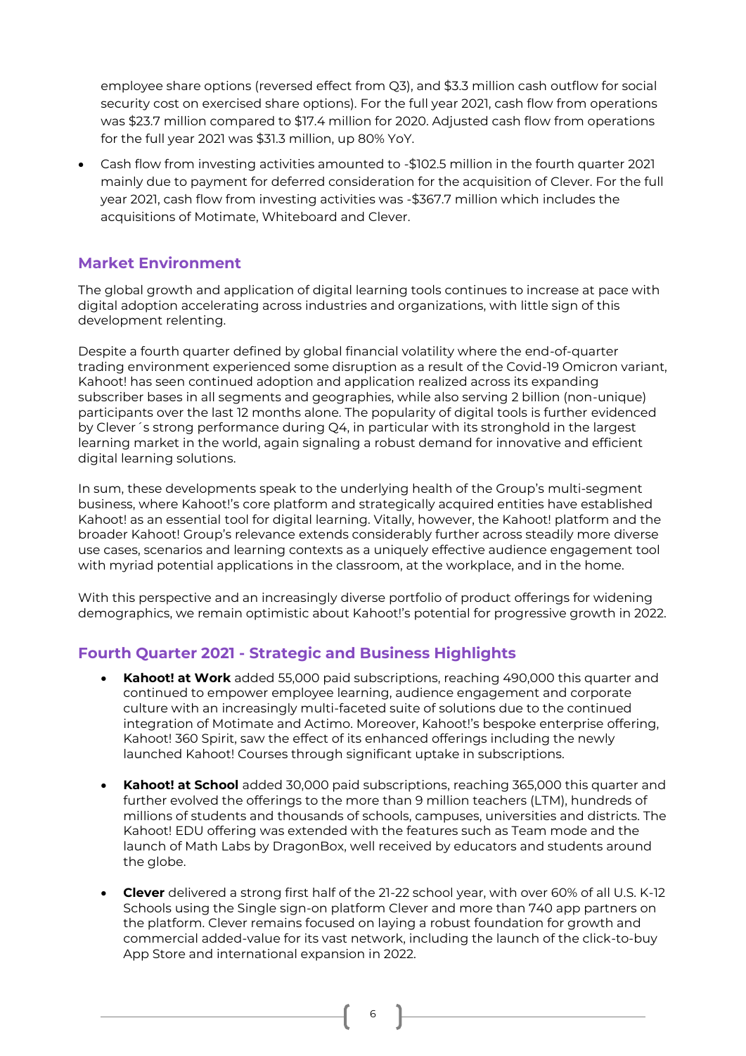employee share options (reversed effect from Q3), and $3.3 million cash outflow for social security cost on exercised share options). For the full year 2021, cash flow from operations was $23.7 million compared to $17.4 million for 2020. Adjusted cash flow from operations for the full year 2021 was $31.3 million, up 80% YoY.

- Cash flow from investing activities amounted to -$102.5 million in the fourth quarter 2021 mainly due to payment for deferred consideration for the acquisition of Clever. For the full year 2021, cash flow from investing activities was -$367.7 million which includes the acquisitions of Motimate, Whiteboard and Clever.

## Market Environment

The global growth and application of digital learning tools continues to increase at pace with digital adoption accelerating across industries and organizations, with little sign of this development relenting.

Despite a fourth quarter defined by global financial volatility where the end-of-quarter trading environment experienced some disruption as a result of the Covid-19 Omicron variant, Kahoot! has seen continued adoption and application realized across its expanding subscriber bases in all segments and geographies, while also serving 2 billion (non-unique) participants over the last 12 months alone. The popularity of digital tools is further evidenced by Clever´s strong performance during Q4, in particular with its stronghold in the largest learning market in the world, again signaling a robust demand for innovative and efficient digital learning solutions.

In sum, these developments speak to the underlying health of the Group's multi-segment business, where Kahoot!'s core platform and strategically acquired entities have established Kahoot! as an essential tool for digital learning. Vitally, however, the Kahoot! platform and the broader Kahoot! Group's relevance extends considerably further across steadily more diverse use cases, scenarios and learning contexts as a uniquely effective audience engagement tool with myriad potential applications in the classroom, at the workplace, and in the home.

With this perspective and an increasingly diverse portfolio of product offerings for widening demographics, we remain optimistic about Kahoot!'s potential for progressive growth in 2022.

## Fourth Quarter 2021 - Strategic and Business Highlights

- **Kahoot! at Work** added 55,000 paid subscriptions, reaching 490,000 this quarter and continued to empower employee learning, audience engagement and corporate culture with an increasingly multi-faceted suite of solutions due to the continued integration of Motimate and Actimo. Moreover, Kahoot!'s bespoke enterprise offering, Kahoot! 360 Spirit, saw the effect of its enhanced offerings including the newly launched Kahoot! Courses through significant uptake in subscriptions.

- **Kahoot! at School** added 30,000 paid subscriptions, reaching 365,000 this quarter and further evolved the offerings to the more than 9 million teachers (LTM), hundreds of millions of students and thousands of schools, campuses, universities and districts. The Kahoot! EDU offering was extended with the features such as Team mode and the launch of Math Labs by DragonBox, well received by educators and students around the globe.

- **Clever** delivered a strong first half of the 21-22 school year, with over 60% of all U.S. K-12 Schools using the Single sign-on platform Clever and more than 740 app partners on the platform. Clever remains focused on laying a robust foundation for growth and commercial added-value for its vast network, including the launch of the click-to-buy App Store and international expansion in 2022.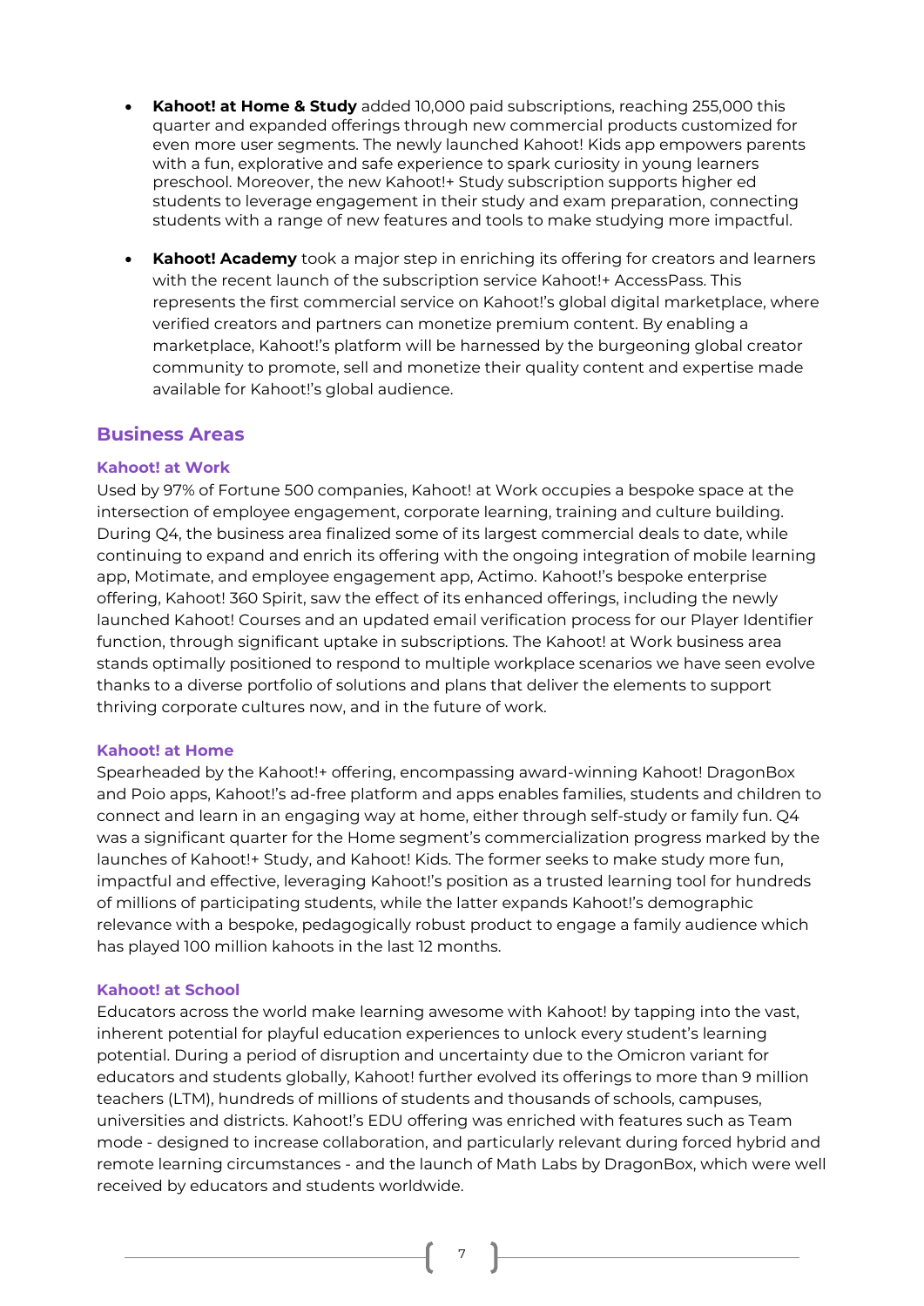- **Kahoot! at Home & Study** added 10,000 paid subscriptions, reaching 255,000 this quarter and expanded offerings through new commercial products customized for even more user segments. The newly launched Kahoot! Kids app empowers parents with a fun, explorative and safe experience to spark curiosity in young learners preschool. Moreover, the new Kahoot!+ Study subscription supports higher ed students to leverage engagement in their study and exam preparation, connecting students with a range of new features and tools to make studying more impactful.

- **Kahoot! Academy** took a major step in enriching its offering for creators and learners with the recent launch of the subscription service Kahoot!+ AccessPass. This represents the first commercial service on Kahoot!'s global digital marketplace, where verified creators and partners can monetize premium content. By enabling a marketplace, Kahoot!'s platform will be harnessed by the burgeoning global creator community to promote, sell and monetize their quality content and expertise made available for Kahoot!'s global audience.

## Business Areas

### Kahoot! at Work

Used by 97% of Fortune 500 companies, Kahoot! at Work occupies a bespoke space at the intersection of employee engagement, corporate learning, training and culture building. During Q4, the business area finalized some of its largest commercial deals to date, while continuing to expand and enrich its offering with the ongoing integration of mobile learning app, Motimate, and employee engagement app, Actimo. Kahoot!'s bespoke enterprise offering, Kahoot! 360 Spirit, saw the effect of its enhanced offerings, including the newly launched Kahoot! Courses and an updated email verification process for our Player Identifier function, through significant uptake in subscriptions. The Kahoot! at Work business area stands optimally positioned to respond to multiple workplace scenarios we have seen evolve thanks to a diverse portfolio of solutions and plans that deliver the elements to support thriving corporate cultures now, and in the future of work.

### Kahoot! at Home

Spearheaded by the Kahoot!+ offering, encompassing award-winning Kahoot! DragonBox and Poio apps, Kahoot!'s ad-free platform and apps enables families, students and children to connect and learn in an engaging way at home, either through self-study or family fun. Q4 was a significant quarter for the Home segment's commercialization progress marked by the launches of Kahoot!+ Study, and Kahoot! Kids. The former seeks to make study more fun, impactful and effective, leveraging Kahoot!'s position as a trusted learning tool for hundreds of millions of participating students, while the latter expands Kahoot!'s demographic relevance with a bespoke, pedagogically robust product to engage a family audience which has played 100 million kahoots in the last 12 months.

### Kahoot! at School

Educators across the world make learning awesome with Kahoot! by tapping into the vast, inherent potential for playful education experiences to unlock every student's learning potential. During a period of disruption and uncertainty due to the Omicron variant for educators and students globally, Kahoot! further evolved its offerings to more than 9 million teachers (LTM), hundreds of millions of students and thousands of schools, campuses, universities and districts. Kahoot!'s EDU offering was enriched with features such as Team mode - designed to increase collaboration, and particularly relevant during forced hybrid and remote learning circumstances - and the launch of Math Labs by DragonBox, which were well received by educators and students worldwide.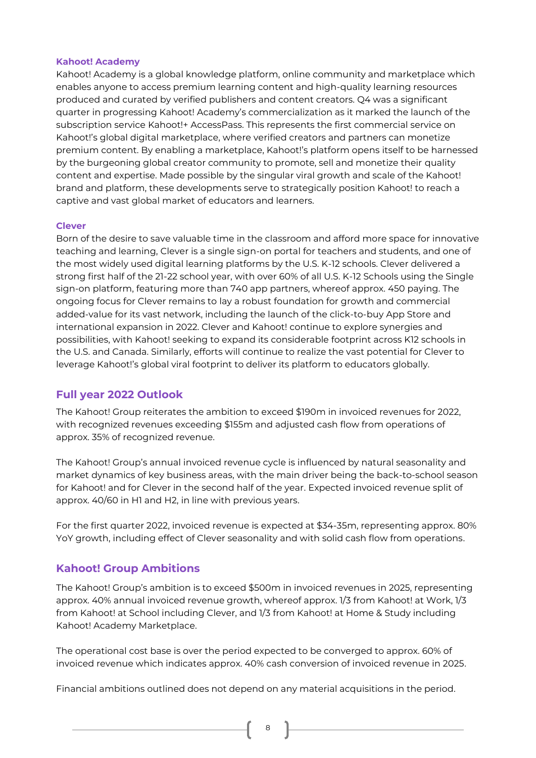### Kahoot! Academy

Kahoot! Academy is a global knowledge platform, online community and marketplace which enables anyone to access premium learning content and high-quality learning resources produced and curated by verified publishers and content creators. Q4 was a significant quarter in progressing Kahoot! Academy's commercialization as it marked the launch of the subscription service Kahoot!+ AccessPass. This represents the first commercial service on Kahoot!'s global digital marketplace, where verified creators and partners can monetize premium content. By enabling a marketplace, Kahoot!'s platform opens itself to be harnessed by the burgeoning global creator community to promote, sell and monetize their quality content and expertise. Made possible by the singular viral growth and scale of the Kahoot! brand and platform, these developments serve to strategically position Kahoot! to reach a captive and vast global market of educators and learners.

### Clever

Born of the desire to save valuable time in the classroom and afford more space for innovative teaching and learning, Clever is a single sign-on portal for teachers and students, and one of the most widely used digital learning platforms by the U.S. K-12 schools. Clever delivered a strong first half of the 21-22 school year, with over 60% of all U.S. K-12 Schools using the Single sign-on platform, featuring more than 740 app partners, whereof approx. 450 paying. The ongoing focus for Clever remains to lay a robust foundation for growth and commercial added-value for its vast network, including the launch of the click-to-buy App Store and international expansion in 2022. Clever and Kahoot! continue to explore synergies and possibilities, with Kahoot! seeking to expand its considerable footprint across K12 schools in the U.S. and Canada. Similarly, efforts will continue to realize the vast potential for Clever to leverage Kahoot!'s global viral footprint to deliver its platform to educators globally.

## Full year 2022 Outlook

The Kahoot! Group reiterates the ambition to exceed $190m in invoiced revenues for 2022, with recognized revenues exceeding $155m and adjusted cash flow from operations of approx. 35% of recognized revenue.

The Kahoot! Group's annual invoiced revenue cycle is influenced by natural seasonality and market dynamics of key business areas, with the main driver being the back-to-school season for Kahoot! and for Clever in the second half of the year. Expected invoiced revenue split of approx. 40/60 in H1 and H2, in line with previous years.

For the first quarter 2022, invoiced revenue is expected at $34-35m, representing approx. 80% YoY growth, including effect of Clever seasonality and with solid cash flow from operations.

## Kahoot! Group Ambitions

The Kahoot! Group's ambition is to exceed $500m in invoiced revenues in 2025, representing approx. 40% annual invoiced revenue growth, whereof approx. 1/3 from Kahoot! at Work, 1/3 from Kahoot! at School including Clever, and 1/3 from Kahoot! at Home & Study including Kahoot! Academy Marketplace.

The operational cost base is over the period expected to be converged to approx. 60% of invoiced revenue which indicates approx. 40% cash conversion of invoiced revenue in 2025.

Financial ambitions outlined does not depend on any material acquisitions in the period.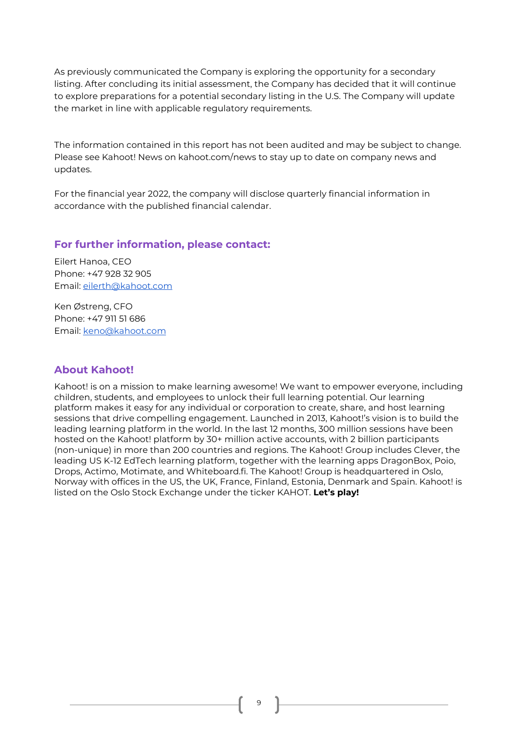As previously communicated the Company is exploring the opportunity for a secondary listing. After concluding its initial assessment, the Company has decided that it will continue to explore preparations for a potential secondary listing in the U.S. The Company will update the market in line with applicable regulatory requirements.

The information contained in this report has not been audited and may be subject to change. Please see Kahoot! News on kahoot.com/news to stay up to date on company news and updates.

For the financial year 2022, the company will disclose quarterly financial information in accordance with the published financial calendar.

## For further information, please contact:

Eilert Hanoa, CEO
Phone: +47 928 32 905
Email: eilerth@kahoot.com

Ken Østreng, CFO
Phone: +47 911 51 686
Email: keno@kahoot.com

## About Kahoot!

Kahoot! is on a mission to make learning awesome! We want to empower everyone, including children, students, and employees to unlock their full learning potential. Our learning platform makes it easy for any individual or corporation to create, share, and host learning sessions that drive compelling engagement. Launched in 2013, Kahoot!'s vision is to build the leading learning platform in the world. In the last 12 months, 300 million sessions have been hosted on the Kahoot! platform by 30+ million active accounts, with 2 billion participants (non-unique) in more than 200 countries and regions. The Kahoot! Group includes Clever, the leading US K-12 EdTech learning platform, together with the learning apps DragonBox, Poio, Drops, Actimo, Motimate, and Whiteboard.fi. The Kahoot! Group is headquartered in Oslo, Norway with offices in the US, the UK, France, Finland, Estonia, Denmark and Spain. Kahoot! is listed on the Oslo Stock Exchange under the ticker KAHOT. **Let's play!**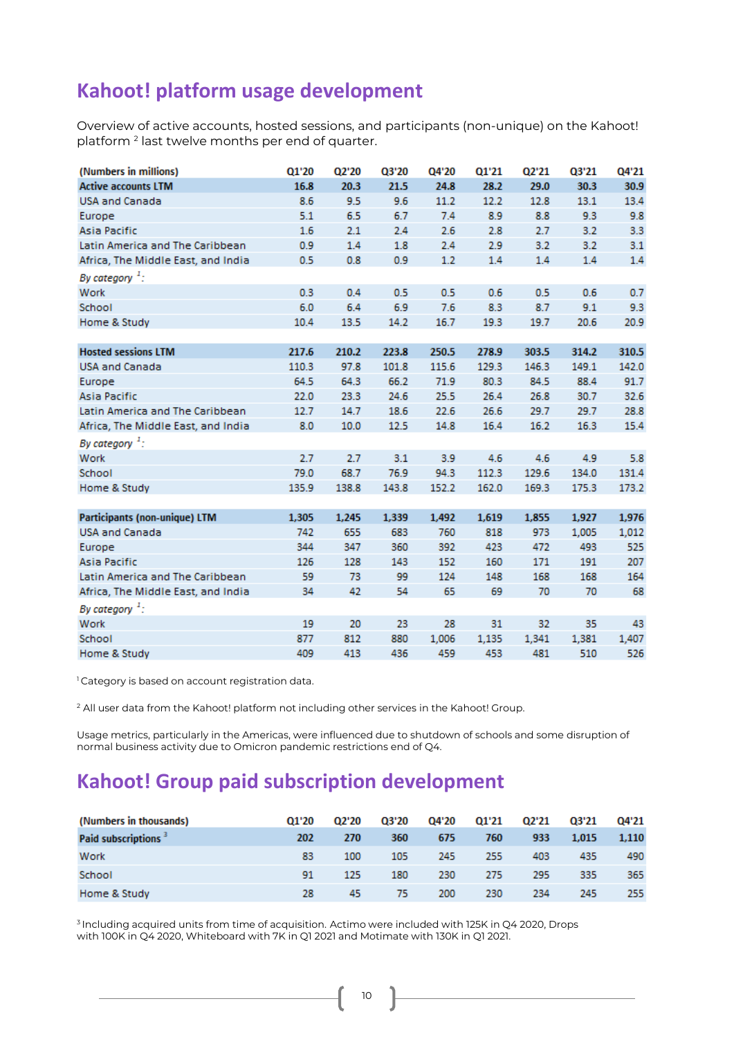## Kahoot! platform usage development

Overview of active accounts, hosted sessions, and participants (non-unique) on the Kahoot! platform [2] last twelve months per end of quarter.

| (Numbers in millions) | Q1'20 | Q2'20 | Q3'20 | Q4'20 | Q1'21 | Q2'21 | Q3'21 | Q4'21 |
|---|---|---|---|---|---|---|---|---|
| **Active accounts LTM** | **16.8** | **20.3** | **21.5** | **24.8** | **28.2** | **29.0** | **30.3** | **30.9** |
| USA and Canada | 8.6 | 9.5 | 9.6 | 11.2 | 12.2 | 12.8 | 13.1 | 13.4 |
| Europe | 5.1 | 6.5 | 6.7 | 7.4 | 8.9 | 8.8 | 9.3 | 9.8 |
| Asia Pacific | 1.6 | 2.1 | 2.4 | 2.6 | 2.8 | 2.7 | 3.2 | 3.3 |
| Latin America and The Caribbean | 0.9 | 1.4 | 1.8 | 2.4 | 2.9 | 3.2 | 3.2 | 3.1 |
| Africa, The Middle East, and India | 0.5 | 0.8 | 0.9 | 1.2 | 1.4 | 1.4 | 1.4 | 1.4 |
| *By category* [1]: | | | | | | | | |
| Work | 0.3 | 0.4 | 0.5 | 0.5 | 0.6 | 0.5 | 0.6 | 0.7 |
| School | 6.0 | 6.4 | 6.9 | 7.6 | 8.3 | 8.7 | 9.1 | 9.3 |
| Home & Study | 10.4 | 13.5 | 14.2 | 16.7 | 19.3 | 19.7 | 20.6 | 20.9 |
| | | | | | | | | |
| **Hosted sessions LTM** | **217.6** | **210.2** | **223.8** | **250.5** | **278.9** | **303.5** | **314.2** | **310.5** |
| USA and Canada | 110.3 | 97.8 | 101.8 | 115.6 | 129.3 | 146.3 | 149.1 | 142.0 |
| Europe | 64.5 | 64.3 | 66.2 | 71.9 | 80.3 | 84.5 | 88.4 | 91.7 |
| Asia Pacific | 22.0 | 23.3 | 24.6 | 25.5 | 26.4 | 26.8 | 30.7 | 32.6 |
| Latin America and The Caribbean | 12.7 | 14.7 | 18.6 | 22.6 | 26.6 | 29.7 | 29.7 | 28.8 |
| Africa, The Middle East, and India | 8.0 | 10.0 | 12.5 | 14.8 | 16.4 | 16.2 | 16.3 | 15.4 |
| *By category* [1]: | | | | | | | | |
| Work | 2.7 | 2.7 | 3.1 | 3.9 | 4.6 | 4.6 | 4.9 | 5.8 |
| School | 79.0 | 68.7 | 76.9 | 94.3 | 112.3 | 129.6 | 134.0 | 131.4 |
| Home & Study | 135.9 | 138.8 | 143.8 | 152.2 | 162.0 | 169.3 | 175.3 | 173.2 |
| | | | | | | | | |
| **Participants (non-unique) LTM** | **1,305** | **1,245** | **1,339** | **1,492** | **1,619** | **1,855** | **1,927** | **1,976** |
| USA and Canada | 742 | 655 | 683 | 760 | 818 | 973 | 1,005 | 1,012 |
| Europe | 344 | 347 | 360 | 392 | 423 | 472 | 493 | 525 |
| Asia Pacific | 126 | 128 | 143 | 152 | 160 | 171 | 191 | 207 |
| Latin America and The Caribbean | 59 | 73 | 99 | 124 | 148 | 168 | 168 | 164 |
| Africa, The Middle East, and India | 34 | 42 | 54 | 65 | 69 | 70 | 70 | 68 |
| *By category* [1]: | | | | | | | | |
| Work | 19 | 20 | 23 | 28 | 31 | 32 | 35 | 43 |
| School | 877 | 812 | 880 | 1,006 | 1,135 | 1,341 | 1,381 | 1,407 |
| Home & Study | 409 | 413 | 436 | 459 | 453 | 481 | 510 | 526 |

[1] Category is based on account registration data.

[2] All user data from the Kahoot! platform not including other services in the Kahoot! Group.

Usage metrics, particularly in the Americas, were influenced due to shutdown of schools and some disruption of normal business activity due to Omicron pandemic restrictions end of Q4.

## Kahoot! Group paid subscription development

| (Numbers in thousands) | Q1'20 | Q2'20 | Q3'20 | Q4'20 | Q1'21 | Q2'21 | Q3'21 | Q4'21 |
|---|---|---|---|---|---|---|---|---|
| **Paid subscriptions** [3] | **202** | **270** | **360** | **675** | **760** | **933** | **1,015** | **1,110** |
| Work | 83 | 100 | 105 | 245 | 255 | 403 | 435 | 490 |
| School | 91 | 125 | 180 | 230 | 275 | 295 | 335 | 365 |
| Home & Study | 28 | 45 | 75 | 200 | 230 | 234 | 245 | 255 |

[3] Including acquired units from time of acquisition. Actimo were included with 125K in Q4 2020, Drops with 100K in Q4 2020, Whiteboard with 7K in Q1 2021 and Motimate with 130K in Q1 2021.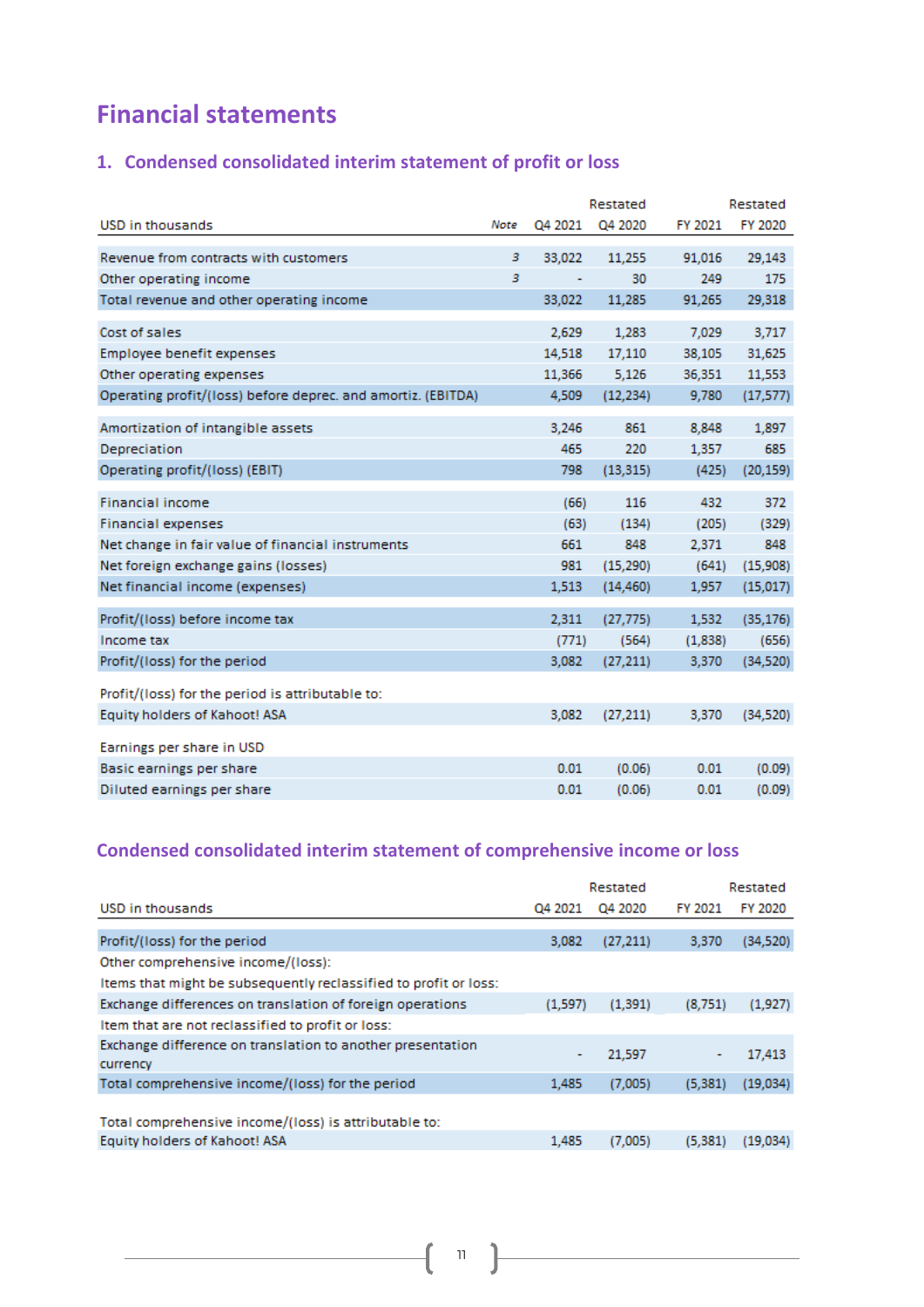# Financial statements

## 1. Condensed consolidated interim statement of profit or loss

| USD in thousands | *Note* | Q4 2021 | Restated Q4 2020 | FY 2021 | Restated FY 2020 |
|---|---|---|---|---|---|
| Revenue from contracts with customers | *3* | 33,022 | 11,255 | 91,016 | 29,143 |
| Other operating income | *3* | - | 30 | 249 | 175 |
| Total revenue and other operating income | | 33,022 | 11,285 | 91,265 | 29,318 |
| | | | | | |
| Cost of sales | | 2,629 | 1,283 | 7,029 | 3,717 |
| Employee benefit expenses | | 14,518 | 17,110 | 38,105 | 31,625 |
| Other operating expenses | | 11,366 | 5,126 | 36,351 | 11,553 |
| Operating profit/(loss) before deprec. and amortiz. (EBITDA) | | 4,509 | (12,234) | 9,780 | (17,577) |
| | | | | | |
| Amortization of intangible assets | | 3,246 | 861 | 8,848 | 1,897 |
| Depreciation | | 465 | 220 | 1,357 | 685 |
| Operating profit/(loss) (EBIT) | | 798 | (13,315) | (425) | (20,159) |
| | | | | | |
| Financial income | | (66) | 116 | 432 | 372 |
| Financial expenses | | (63) | (134) | (205) | (329) |
| Net change in fair value of financial instruments | | 661 | 848 | 2,371 | 848 |
| Net foreign exchange gains (losses) | | 981 | (15,290) | (641) | (15,908) |
| Net financial income (expenses) | | 1,513 | (14,460) | 1,957 | (15,017) |
| | | | | | |
| Profit/(loss) before income tax | | 2,311 | (27,775) | 1,532 | (35,176) |
| Income tax | | (771) | (564) | (1,838) | (656) |
| Profit/(loss) for the period | | 3,082 | (27,211) | 3,370 | (34,520) |
| | | | | | |
| Profit/(loss) for the period is attributable to: | | | | | |
| Equity holders of Kahoot! ASA | | 3,082 | (27,211) | 3,370 | (34,520) |
| | | | | | |
| Earnings per share in USD | | | | | |
| Basic earnings per share | | 0.01 | (0.06) | 0.01 | (0.09) |
| Diluted earnings per share | | 0.01 | (0.06) | 0.01 | (0.09) |

## Condensed consolidated interim statement of comprehensive income or loss

| USD in thousands | Q4 2021 | Restated Q4 2020 | FY 2021 | Restated FY 2020 |
|---|---|---|---|---|
| Profit/(loss) for the period | 3,082 | (27,211) | 3,370 | (34,520) |
| Other comprehensive income/(loss): | | | | |
| Items that might be subsequently reclassified to profit or loss: | | | | |
| Exchange differences on translation of foreign operations | (1,597) | (1,391) | (8,751) | (1,927) |
| Item that are not reclassified to profit or loss: | | | | |
| Exchange difference on translation to another presentation currency | - | 21,597 | - | 17,413 |
| Total comprehensive income/(loss) for the period | 1,485 | (7,005) | (5,381) | (19,034) |
| | | | | |
| Total comprehensive income/(loss) is attributable to: | | | | |
| Equity holders of Kahoot! ASA | 1,485 | (7,005) | (5,381) | (19,034) |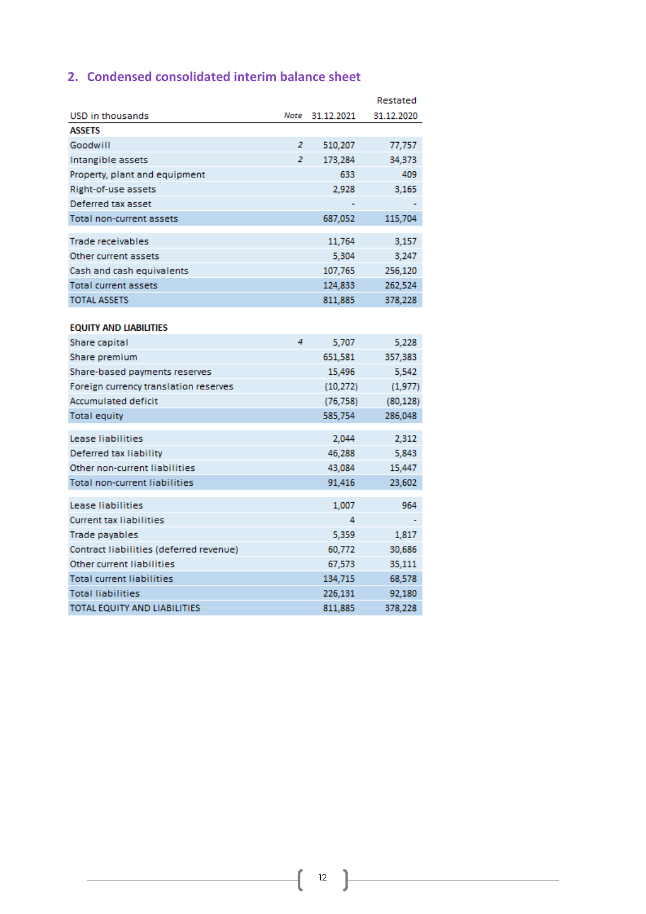## 2. Condensed consolidated interim balance sheet

| USD in thousands | *Note* | 31.12.2021 | Restated 31.12.2020 |
|---|---|---|---|
| **ASSETS** | | | |
| Goodwill | *2* | 510,207 | 77,757 |
| Intangible assets | *2* | 173,284 | 34,373 |
| Property, plant and equipment | | 633 | 409 |
| Right-of-use assets | | 2,928 | 3,165 |
| Deferred tax asset | | - | - |
| Total non-current assets | | 687,052 | 115,704 |
| | | | |
| Trade receivables | | 11,764 | 3,157 |
| Other current assets | | 5,304 | 3,247 |
| Cash and cash equivalents | | 107,765 | 256,120 |
| Total current assets | | 124,833 | 262,524 |
| TOTAL ASSETS | | 811,885 | 378,228 |
| | | | |
| **EQUITY AND LIABILITIES** | | | |
| Share capital | *4* | 5,707 | 5,228 |
| Share premium | | 651,581 | 357,383 |
| Share-based payments reserves | | 15,496 | 5,542 |
| Foreign currency translation reserves | | (10,272) | (1,977) |
| Accumulated deficit | | (76,758) | (80,128) |
| Total equity | | 585,754 | 286,048 |
| | | | |
| Lease liabilities | | 2,044 | 2,312 |
| Deferred tax liability | | 46,288 | 5,843 |
| Other non-current liabilities | | 43,084 | 15,447 |
| Total non-current liabilities | | 91,416 | 23,602 |
| | | | |
| Lease liabilities | | 1,007 | 964 |
| Current tax liabilities | | 4 | - |
| Trade payables | | 5,359 | 1,817 |
| Contract liabilities (deferred revenue) | | 60,772 | 30,686 |
| Other current liabilities | | 67,573 | 35,111 |
| Total current liabilities | | 134,715 | 68,578 |
| Total liabilities | | 226,131 | 92,180 |
| TOTAL EQUITY AND LIABILITIES | | 811,885 | 378,228 |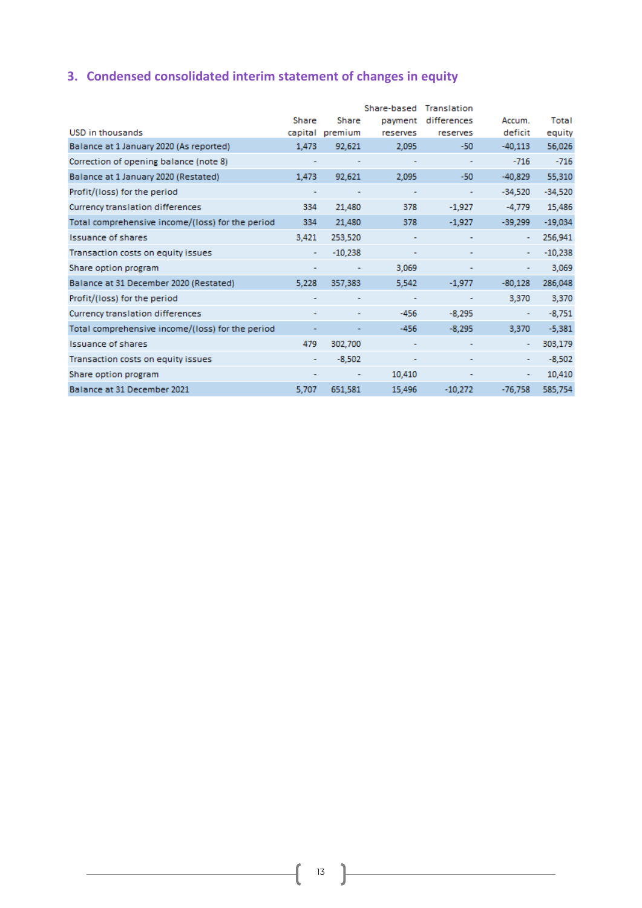## 3. Condensed consolidated interim statement of changes in equity

| USD in thousands | Share capital | Share premium | Share-based payment reserves | Translation differences reserves | Accum. deficit | Total equity |
|---|---|---|---|---|---|---|
| Balance at 1 January 2020 (As reported) | 1,473 | 92,621 | 2,095 | -50 | -40,113 | 56,026 |
| Correction of opening balance (note 8) | - | - | - | - | -716 | -716 |
| Balance at 1 January 2020 (Restated) | 1,473 | 92,621 | 2,095 | -50 | -40,829 | 55,310 |
| Profit/(loss) for the period | - | - | - | - | -34,520 | -34,520 |
| Currency translation differences | 334 | 21,480 | 378 | -1,927 | -4,779 | 15,486 |
| Total comprehensive income/(loss) for the period | 334 | 21,480 | 378 | -1,927 | -39,299 | -19,034 |
| Issuance of shares | 3,421 | 253,520 | - | - | - | 256,941 |
| Transaction costs on equity issues | - | -10,238 | - | - | - | -10,238 |
| Share option program | - | - | 3,069 | - | - | 3,069 |
| Balance at 31 December 2020 (Restated) | 5,228 | 357,383 | 5,542 | -1,977 | -80,128 | 286,048 |
| Profit/(loss) for the period | - | - | - | - | 3,370 | 3,370 |
| Currency translation differences | - | - | -456 | -8,295 | - | -8,751 |
| Total comprehensive income/(loss) for the period | - | - | -456 | -8,295 | 3,370 | -5,381 |
| Issuance of shares | 479 | 302,700 | - | - | - | 303,179 |
| Transaction costs on equity issues | - | -8,502 | - | - | - | -8,502 |
| Share option program | - | - | 10,410 | - | - | 10,410 |
| Balance at 31 December 2021 | 5,707 | 651,581 | 15,496 | -10,272 | -76,758 | 585,754 |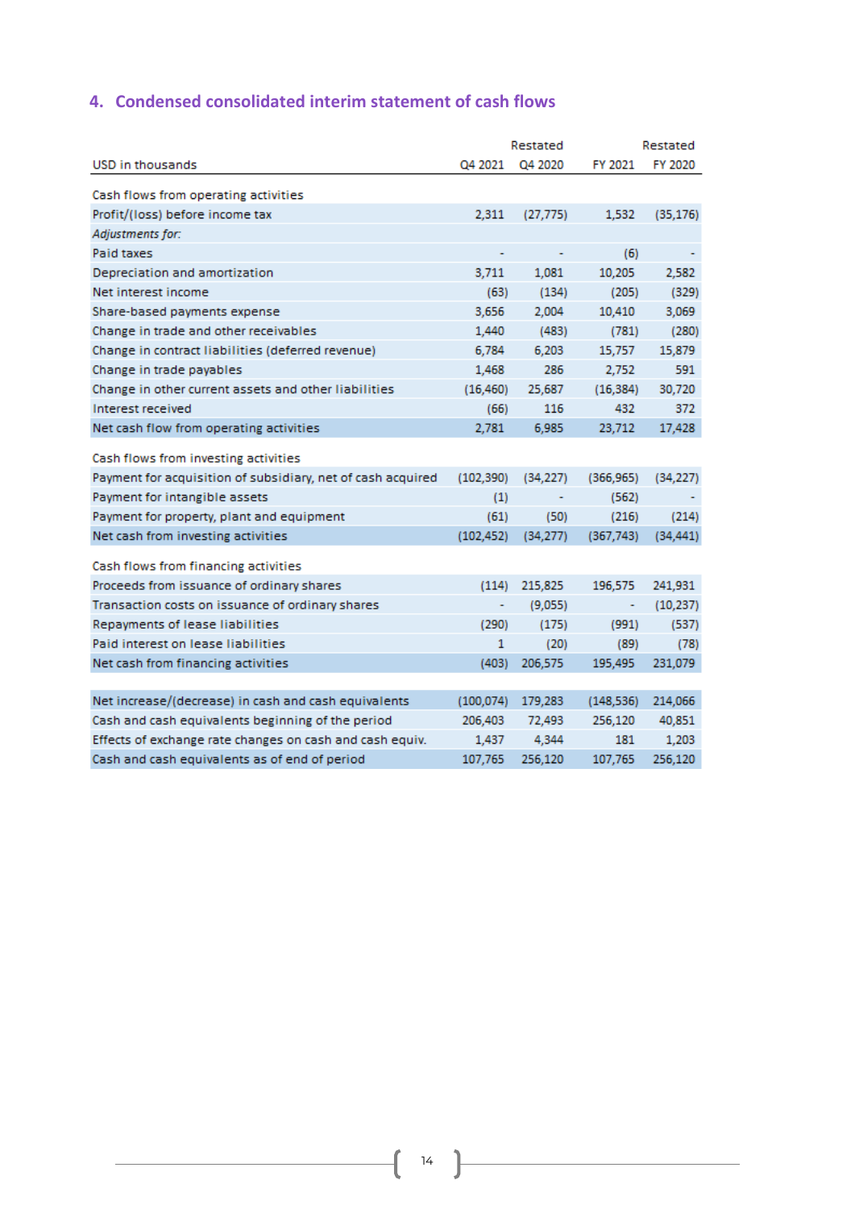## 4. Condensed consolidated interim statement of cash flows

| USD in thousands | Q4 2021 | Restated<br>Q4 2020 | FY 2021 | Restated<br>FY 2020 |
|---|---|---|---|---|
| Cash flows from operating activities | | | | |
| Profit/(loss) before income tax | 2,311 | (27,775) | 1,532 | (35,176) |
| *Adjustments for:* | | | | |
| Paid taxes | - | - | (6) | - |
| Depreciation and amortization | 3,711 | 1,081 | 10,205 | 2,582 |
| Net interest income | (63) | (134) | (205) | (329) |
| Share-based payments expense | 3,656 | 2,004 | 10,410 | 3,069 |
| Change in trade and other receivables | 1,440 | (483) | (781) | (280) |
| Change in contract liabilities (deferred revenue) | 6,784 | 6,203 | 15,757 | 15,879 |
| Change in trade payables | 1,468 | 286 | 2,752 | 591 |
| Change in other current assets and other liabilities | (16,460) | 25,687 | (16,384) | 30,720 |
| Interest received | (66) | 116 | 432 | 372 |
| Net cash flow from operating activities | 2,781 | 6,985 | 23,712 | 17,428 |
| | | | | |
| Cash flows from investing activities | | | | |
| Payment for acquisition of subsidiary, net of cash acquired | (102,390) | (34,227) | (366,965) | (34,227) |
| Payment for intangible assets | (1) | - | (562) | - |
| Payment for property, plant and equipment | (61) | (50) | (216) | (214) |
| Net cash from investing activities | (102,452) | (34,277) | (367,743) | (34,441) |
| | | | | |
| Cash flows from financing activities | | | | |
| Proceeds from issuance of ordinary shares | (114) | 215,825 | 196,575 | 241,931 |
| Transaction costs on issuance of ordinary shares | - | (9,055) | - | (10,237) |
| Repayments of lease liabilities | (290) | (175) | (991) | (537) |
| Paid interest on lease liabilities | 1 | (20) | (89) | (78) |
| Net cash from financing activities | (403) | 206,575 | 195,495 | 231,079 |
| | | | | |
| Net increase/(decrease) in cash and cash equivalents | (100,074) | 179,283 | (148,536) | 214,066 |
| Cash and cash equivalents beginning of the period | 206,403 | 72,493 | 256,120 | 40,851 |
| Effects of exchange rate changes on cash and cash equiv. | 1,437 | 4,344 | 181 | 1,203 |
| Cash and cash equivalents as of end of period | 107,765 | 256,120 | 107,765 | 256,120 |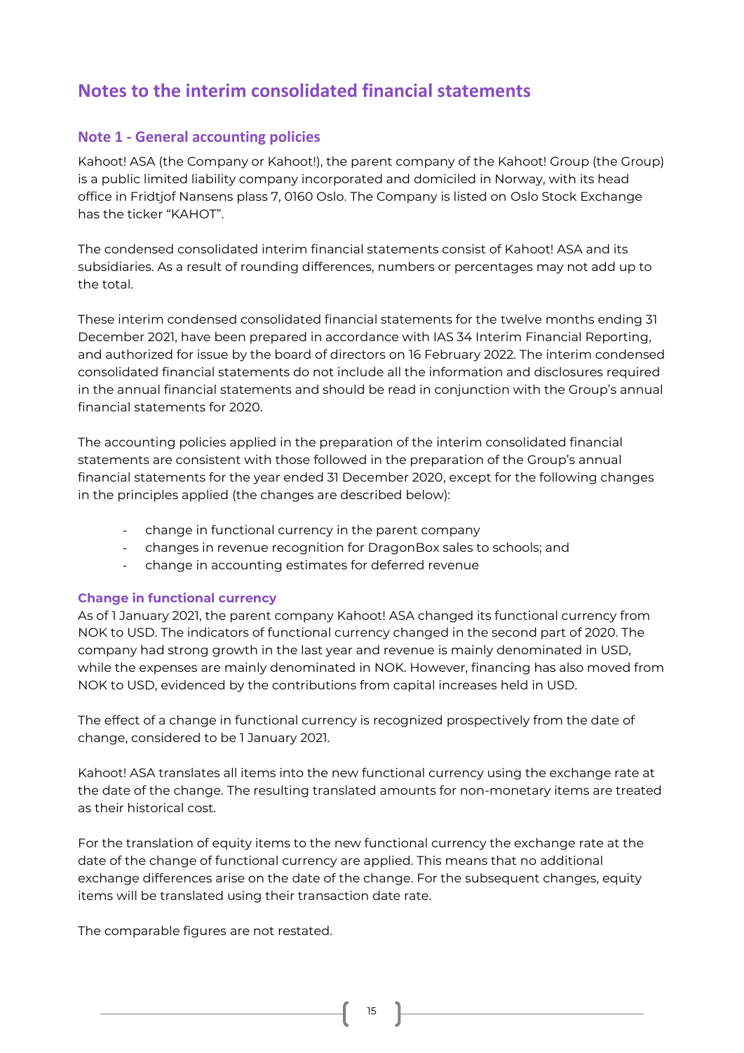# Notes to the interim consolidated financial statements

## Note 1 - General accounting policies

Kahoot! ASA (the Company or Kahoot!), the parent company of the Kahoot! Group (the Group) is a public limited liability company incorporated and domiciled in Norway, with its head office in Fridtjof Nansens plass 7, 0160 Oslo. The Company is listed on Oslo Stock Exchange has the ticker "KAHOT".

The condensed consolidated interim financial statements consist of Kahoot! ASA and its subsidiaries. As a result of rounding differences, numbers or percentages may not add up to the total.

These interim condensed consolidated financial statements for the twelve months ending 31 December 2021, have been prepared in accordance with IAS 34 Interim Financial Reporting, and authorized for issue by the board of directors on 16 February 2022. The interim condensed consolidated financial statements do not include all the information and disclosures required in the annual financial statements and should be read in conjunction with the Group's annual financial statements for 2020.

The accounting policies applied in the preparation of the interim consolidated financial statements are consistent with those followed in the preparation of the Group's annual financial statements for the year ended 31 December 2020, except for the following changes in the principles applied (the changes are described below):

- change in functional currency in the parent company
- changes in revenue recognition for DragonBox sales to schools; and
- change in accounting estimates for deferred revenue

### Change in functional currency

As of 1 January 2021, the parent company Kahoot! ASA changed its functional currency from NOK to USD. The indicators of functional currency changed in the second part of 2020. The company had strong growth in the last year and revenue is mainly denominated in USD, while the expenses are mainly denominated in NOK. However, financing has also moved from NOK to USD, evidenced by the contributions from capital increases held in USD.

The effect of a change in functional currency is recognized prospectively from the date of change, considered to be 1 January 2021.

Kahoot! ASA translates all items into the new functional currency using the exchange rate at the date of the change. The resulting translated amounts for non-monetary items are treated as their historical cost.

For the translation of equity items to the new functional currency the exchange rate at the date of the change of functional currency are applied. This means that no additional exchange differences arise on the date of the change. For the subsequent changes, equity items will be translated using their transaction date rate.

The comparable figures are not restated.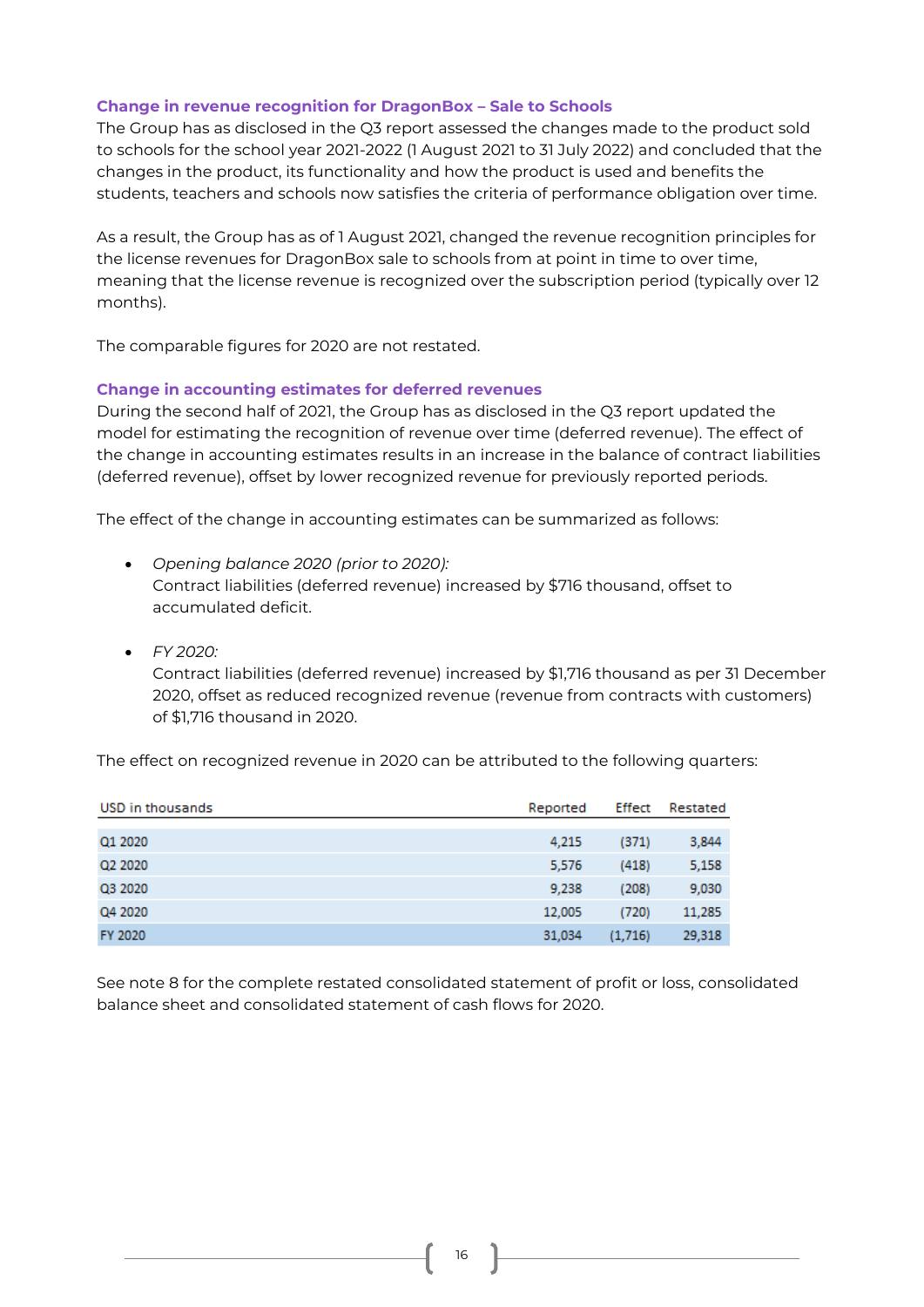### Change in revenue recognition for DragonBox – Sale to Schools

The Group has as disclosed in the Q3 report assessed the changes made to the product sold to schools for the school year 2021-2022 (1 August 2021 to 31 July 2022) and concluded that the changes in the product, its functionality and how the product is used and benefits the students, teachers and schools now satisfies the criteria of performance obligation over time.

As a result, the Group has as of 1 August 2021, changed the revenue recognition principles for the license revenues for DragonBox sale to schools from at point in time to over time, meaning that the license revenue is recognized over the subscription period (typically over 12 months).

The comparable figures for 2020 are not restated.

### Change in accounting estimates for deferred revenues

During the second half of 2021, the Group has as disclosed in the Q3 report updated the model for estimating the recognition of revenue over time (deferred revenue). The effect of the change in accounting estimates results in an increase in the balance of contract liabilities (deferred revenue), offset by lower recognized revenue for previously reported periods.

The effect of the change in accounting estimates can be summarized as follows:

- *Opening balance 2020 (prior to 2020):*
  Contract liabilities (deferred revenue) increased by $716 thousand, offset to accumulated deficit.

- *FY 2020:*
  Contract liabilities (deferred revenue) increased by $1,716 thousand as per 31 December 2020, offset as reduced recognized revenue (revenue from contracts with customers) of $1,716 thousand in 2020.

The effect on recognized revenue in 2020 can be attributed to the following quarters:

| USD in thousands | Reported | Effect | Restated |
|---|---|---|---|
| Q1 2020 | 4,215 | (371) | 3,844 |
| Q2 2020 | 5,576 | (418) | 5,158 |
| Q3 2020 | 9,238 | (208) | 9,030 |
| Q4 2020 | 12,005 | (720) | 11,285 |
| FY 2020 | 31,034 | (1,716) | 29,318 |

See note 8 for the complete restated consolidated statement of profit or loss, consolidated balance sheet and consolidated statement of cash flows for 2020.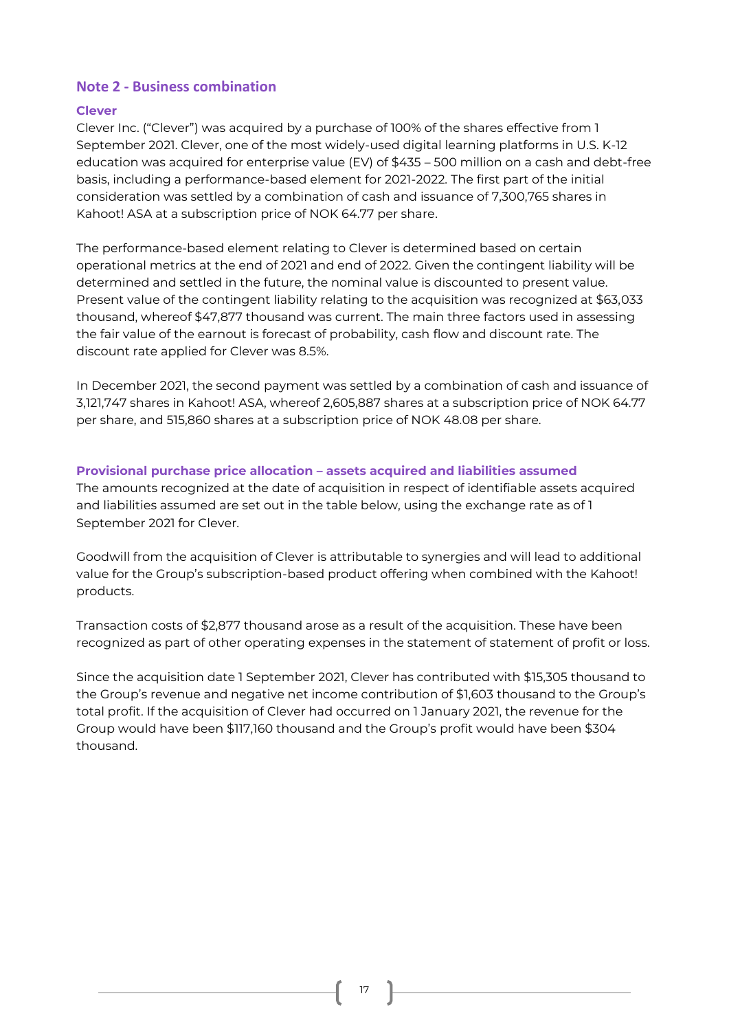## Note 2 - Business combination

### Clever

Clever Inc. ("Clever") was acquired by a purchase of 100% of the shares effective from 1 September 2021. Clever, one of the most widely-used digital learning platforms in U.S. K-12 education was acquired for enterprise value (EV) of $435 – 500 million on a cash and debt-free basis, including a performance-based element for 2021-2022. The first part of the initial consideration was settled by a combination of cash and issuance of 7,300,765 shares in Kahoot! ASA at a subscription price of NOK 64.77 per share.

The performance-based element relating to Clever is determined based on certain operational metrics at the end of 2021 and end of 2022. Given the contingent liability will be determined and settled in the future, the nominal value is discounted to present value. Present value of the contingent liability relating to the acquisition was recognized at $63,033 thousand, whereof $47,877 thousand was current. The main three factors used in assessing the fair value of the earnout is forecast of probability, cash flow and discount rate. The discount rate applied for Clever was 8.5%.

In December 2021, the second payment was settled by a combination of cash and issuance of 3,121,747 shares in Kahoot! ASA, whereof 2,605,887 shares at a subscription price of NOK 64.77 per share, and 515,860 shares at a subscription price of NOK 48.08 per share.

### Provisional purchase price allocation – assets acquired and liabilities assumed

The amounts recognized at the date of acquisition in respect of identifiable assets acquired and liabilities assumed are set out in the table below, using the exchange rate as of 1 September 2021 for Clever.

Goodwill from the acquisition of Clever is attributable to synergies and will lead to additional value for the Group's subscription-based product offering when combined with the Kahoot! products.

Transaction costs of $2,877 thousand arose as a result of the acquisition. These have been recognized as part of other operating expenses in the statement of statement of profit or loss.

Since the acquisition date 1 September 2021, Clever has contributed with $15,305 thousand to the Group's revenue and negative net income contribution of $1,603 thousand to the Group's total profit. If the acquisition of Clever had occurred on 1 January 2021, the revenue for the Group would have been $117,160 thousand and the Group's profit would have been $304 thousand.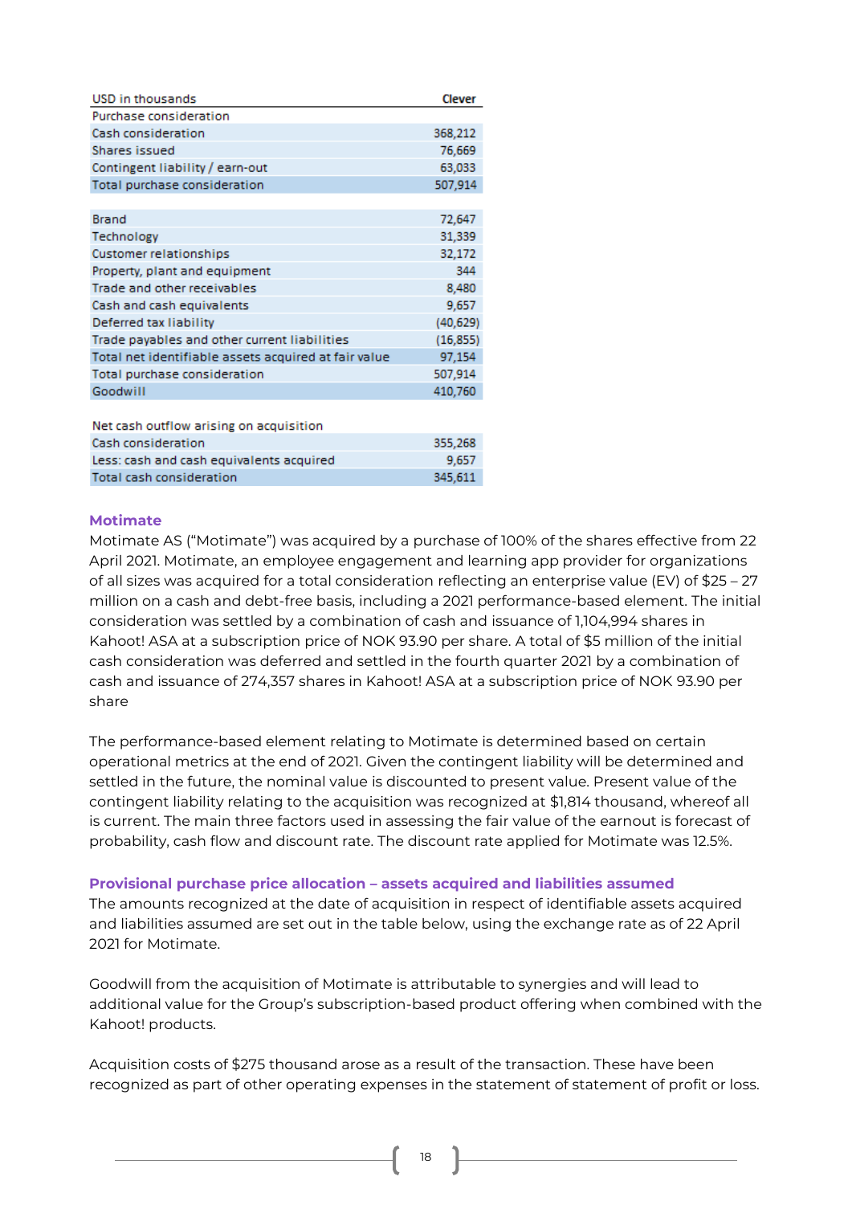| USD in thousands | Clever |
|---|---|
| Purchase consideration | |
| Cash consideration | 368,212 |
| Shares issued | 76,669 |
| Contingent liability / earn-out | 63,033 |
| Total purchase consideration | 507,914 |
| | |
| Brand | 72,647 |
| Technology | 31,339 |
| Customer relationships | 32,172 |
| Property, plant and equipment | 344 |
| Trade and other receivables | 8,480 |
| Cash and cash equivalents | 9,657 |
| Deferred tax liability | (40,629) |
| Trade payables and other current liabilities | (16,855) |
| Total net identifiable assets acquired at fair value | 97,154 |
| Total purchase consideration | 507,914 |
| Goodwill | 410,760 |
| | |
| Net cash outflow arising on acquisition | |
| Cash consideration | 355,268 |
| Less: cash and cash equivalents acquired | 9,657 |
| Total cash consideration | 345,611 |

### Motimate

Motimate AS ("Motimate") was acquired by a purchase of 100% of the shares effective from 22 April 2021. Motimate, an employee engagement and learning app provider for organizations of all sizes was acquired for a total consideration reflecting an enterprise value (EV) of $25 – 27 million on a cash and debt-free basis, including a 2021 performance-based element. The initial consideration was settled by a combination of cash and issuance of 1,104,994 shares in Kahoot! ASA at a subscription price of NOK 93.90 per share. A total of $5 million of the initial cash consideration was deferred and settled in the fourth quarter 2021 by a combination of cash and issuance of 274,357 shares in Kahoot! ASA at a subscription price of NOK 93.90 per share

The performance-based element relating to Motimate is determined based on certain operational metrics at the end of 2021. Given the contingent liability will be determined and settled in the future, the nominal value is discounted to present value. Present value of the contingent liability relating to the acquisition was recognized at $1,814 thousand, whereof all is current. The main three factors used in assessing the fair value of the earnout is forecast of probability, cash flow and discount rate. The discount rate applied for Motimate was 12.5%.

### Provisional purchase price allocation – assets acquired and liabilities assumed

The amounts recognized at the date of acquisition in respect of identifiable assets acquired and liabilities assumed are set out in the table below, using the exchange rate as of 22 April 2021 for Motimate.

Goodwill from the acquisition of Motimate is attributable to synergies and will lead to additional value for the Group's subscription-based product offering when combined with the Kahoot! products.

Acquisition costs of $275 thousand arose as a result of the transaction. These have been recognized as part of other operating expenses in the statement of statement of profit or loss.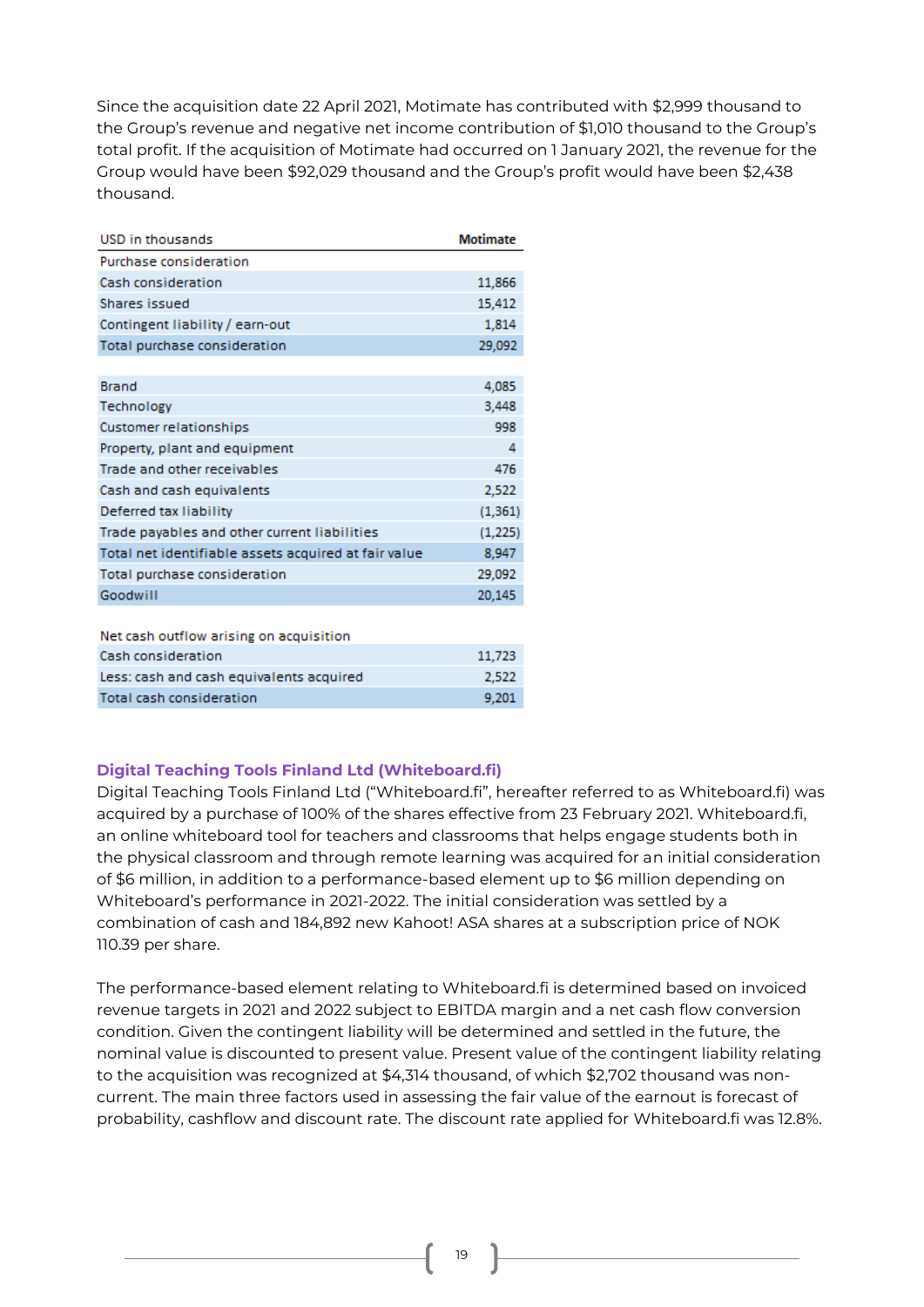Since the acquisition date 22 April 2021, Motimate has contributed with $2,999 thousand to the Group's revenue and negative net income contribution of $1,010 thousand to the Group's total profit. If the acquisition of Motimate had occurred on 1 January 2021, the revenue for the Group would have been $92,029 thousand and the Group's profit would have been $2,438 thousand.

| USD in thousands | Motimate |
|---|---|
| Purchase consideration | |
| Cash consideration | 11,866 |
| Shares issued | 15,412 |
| Contingent liability / earn-out | 1,814 |
| Total purchase consideration | 29,092 |
| | |
| Brand | 4,085 |
| Technology | 3,448 |
| Customer relationships | 998 |
| Property, plant and equipment | 4 |
| Trade and other receivables | 476 |
| Cash and cash equivalents | 2,522 |
| Deferred tax liability | (1,361) |
| Trade payables and other current liabilities | (1,225) |
| Total net identifiable assets acquired at fair value | 8,947 |
| Total purchase consideration | 29,092 |
| Goodwill | 20,145 |
| | |
| Net cash outflow arising on acquisition | |
| Cash consideration | 11,723 |
| Less: cash and cash equivalents acquired | 2,522 |
| Total cash consideration | 9,201 |

### Digital Teaching Tools Finland Ltd (Whiteboard.fi)

Digital Teaching Tools Finland Ltd ("Whiteboard.fi", hereafter referred to as Whiteboard.fi) was acquired by a purchase of 100% of the shares effective from 23 February 2021. Whiteboard.fi, an online whiteboard tool for teachers and classrooms that helps engage students both in the physical classroom and through remote learning was acquired for an initial consideration of $6 million, in addition to a performance-based element up to $6 million depending on Whiteboard's performance in 2021-2022. The initial consideration was settled by a combination of cash and 184,892 new Kahoot! ASA shares at a subscription price of NOK 110.39 per share.

The performance-based element relating to Whiteboard.fi is determined based on invoiced revenue targets in 2021 and 2022 subject to EBITDA margin and a net cash flow conversion condition. Given the contingent liability will be determined and settled in the future, the nominal value is discounted to present value. Present value of the contingent liability relating to the acquisition was recognized at $4,314 thousand, of which $2,702 thousand was non-current. The main three factors used in assessing the fair value of the earnout is forecast of probability, cashflow and discount rate. The discount rate applied for Whiteboard.fi was 12.8%.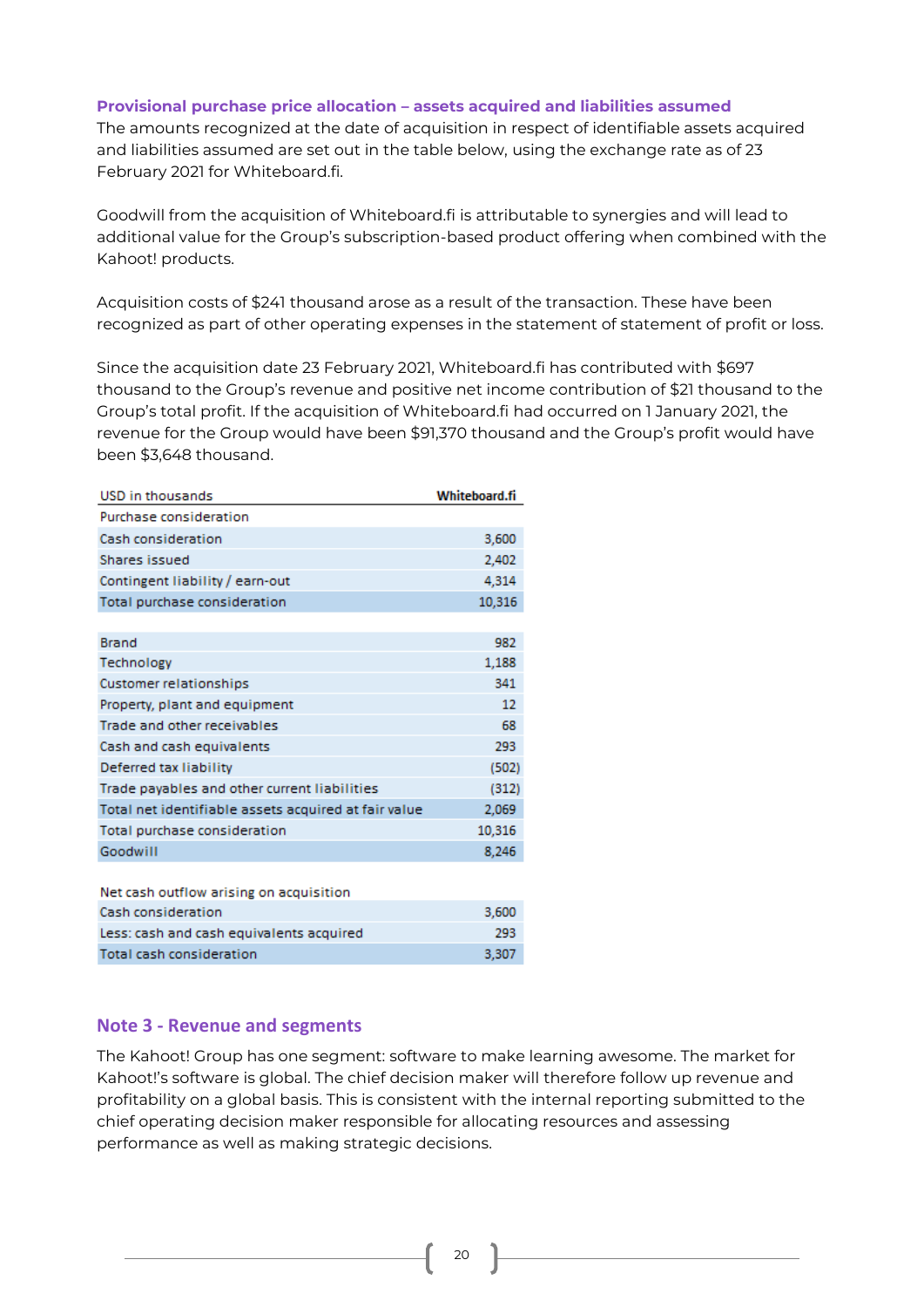### Provisional purchase price allocation – assets acquired and liabilities assumed

The amounts recognized at the date of acquisition in respect of identifiable assets acquired and liabilities assumed are set out in the table below, using the exchange rate as of 23 February 2021 for Whiteboard.fi.

Goodwill from the acquisition of Whiteboard.fi is attributable to synergies and will lead to additional value for the Group's subscription-based product offering when combined with the Kahoot! products.

Acquisition costs of $241 thousand arose as a result of the transaction. These have been recognized as part of other operating expenses in the statement of statement of profit or loss.

Since the acquisition date 23 February 2021, Whiteboard.fi has contributed with $697 thousand to the Group's revenue and positive net income contribution of $21 thousand to the Group's total profit. If the acquisition of Whiteboard.fi had occurred on 1 January 2021, the revenue for the Group would have been $91,370 thousand and the Group's profit would have been $3,648 thousand.

| USD in thousands | Whiteboard.fi |
|---|---|
| Purchase consideration | |
| Cash consideration | 3,600 |
| Shares issued | 2,402 |
| Contingent liability / earn-out | 4,314 |
| Total purchase consideration | 10,316 |
| | |
| Brand | 982 |
| Technology | 1,188 |
| Customer relationships | 341 |
| Property, plant and equipment | 12 |
| Trade and other receivables | 68 |
| Cash and cash equivalents | 293 |
| Deferred tax liability | (502) |
| Trade payables and other current liabilities | (312) |
| Total net identifiable assets acquired at fair value | 2,069 |
| Total purchase consideration | 10,316 |
| Goodwill | 8,246 |
| | |
| Net cash outflow arising on acquisition | |
| Cash consideration | 3,600 |
| Less: cash and cash equivalents acquired | 293 |
| Total cash consideration | 3,307 |

## Note 3 - Revenue and segments

The Kahoot! Group has one segment: software to make learning awesome. The market for Kahoot!'s software is global. The chief decision maker will therefore follow up revenue and profitability on a global basis. This is consistent with the internal reporting submitted to the chief operating decision maker responsible for allocating resources and assessing performance as well as making strategic decisions.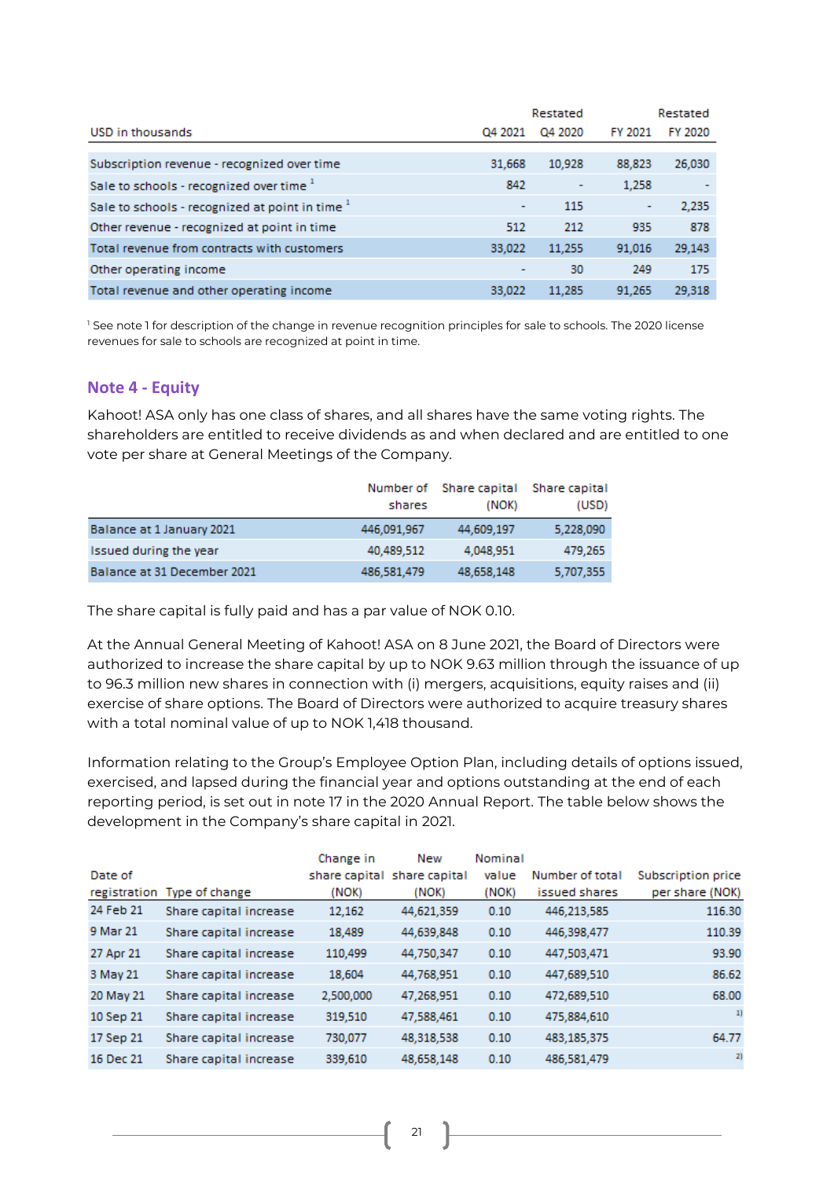| USD in thousands | Q4 2021 | Restated Q4 2020 | FY 2021 | Restated FY 2020 |
|---|---|---|---|---|
| Subscription revenue - recognized over time | 31,668 | 10,928 | 88,823 | 26,030 |
| Sale to schools - recognized over time [1] | 842 | - | 1,258 | - |
| Sale to schools - recognized at point in time [1] | - | 115 | - | 2,235 |
| Other revenue - recognized at point in time | 512 | 212 | 935 | 878 |
| Total revenue from contracts with customers | 33,022 | 11,255 | 91,016 | 29,143 |
| Other operating income | - | 30 | 249 | 175 |
| Total revenue and other operating income | 33,022 | 11,285 | 91,265 | 29,318 |

[1] See note 1 for description of the change in revenue recognition principles for sale to schools. The 2020 license revenues for sale to schools are recognized at point in time.

## Note 4 - Equity

Kahoot! ASA only has one class of shares, and all shares have the same voting rights. The shareholders are entitled to receive dividends as and when declared and are entitled to one vote per share at General Meetings of the Company.

| | Number of shares | Share capital (NOK) | Share capital (USD) |
|---|---|---|---|
| Balance at 1 January 2021 | 446,091,967 | 44,609,197 | 5,228,090 |
| Issued during the year | 40,489,512 | 4,048,951 | 479,265 |
| Balance at 31 December 2021 | 486,581,479 | 48,658,148 | 5,707,355 |

The share capital is fully paid and has a par value of NOK 0.10.

At the Annual General Meeting of Kahoot! ASA on 8 June 2021, the Board of Directors were authorized to increase the share capital by up to NOK 9.63 million through the issuance of up to 96.3 million new shares in connection with (i) mergers, acquisitions, equity raises and (ii) exercise of share options. The Board of Directors were authorized to acquire treasury shares with a total nominal value of up to NOK 1,418 thousand.

Information relating to the Group's Employee Option Plan, including details of options issued, exercised, and lapsed during the financial year and options outstanding at the end of each reporting period, is set out in note 17 in the 2020 Annual Report. The table below shows the development in the Company's share capital in 2021.

| Date of registration | Type of change | Change in share capital (NOK) | New share capital (NOK) | Nominal value (NOK) | Number of total issued shares | Subscription price per share (NOK) |
|---|---|---|---|---|---|---|
| 24 Feb 21 | Share capital increase | 12,162 | 44,621,359 | 0.10 | 446,213,585 | 116.30 |
| 9 Mar 21 | Share capital increase | 18,489 | 44,639,848 | 0.10 | 446,398,477 | 110.39 |
| 27 Apr 21 | Share capital increase | 110,499 | 44,750,347 | 0.10 | 447,503,471 | 93.90 |
| 3 May 21 | Share capital increase | 18,604 | 44,768,951 | 0.10 | 447,689,510 | 86.62 |
| 20 May 21 | Share capital increase | 2,500,000 | 47,268,951 | 0.10 | 472,689,510 | 68.00 |
| 10 Sep 21 | Share capital increase | 319,510 | 47,588,461 | 0.10 | 475,884,610 | 1) |
| 17 Sep 21 | Share capital increase | 730,077 | 48,318,538 | 0.10 | 483,185,375 | 64.77 |
| 16 Dec 21 | Share capital increase | 339,610 | 48,658,148 | 0.10 | 486,581,479 | 2) |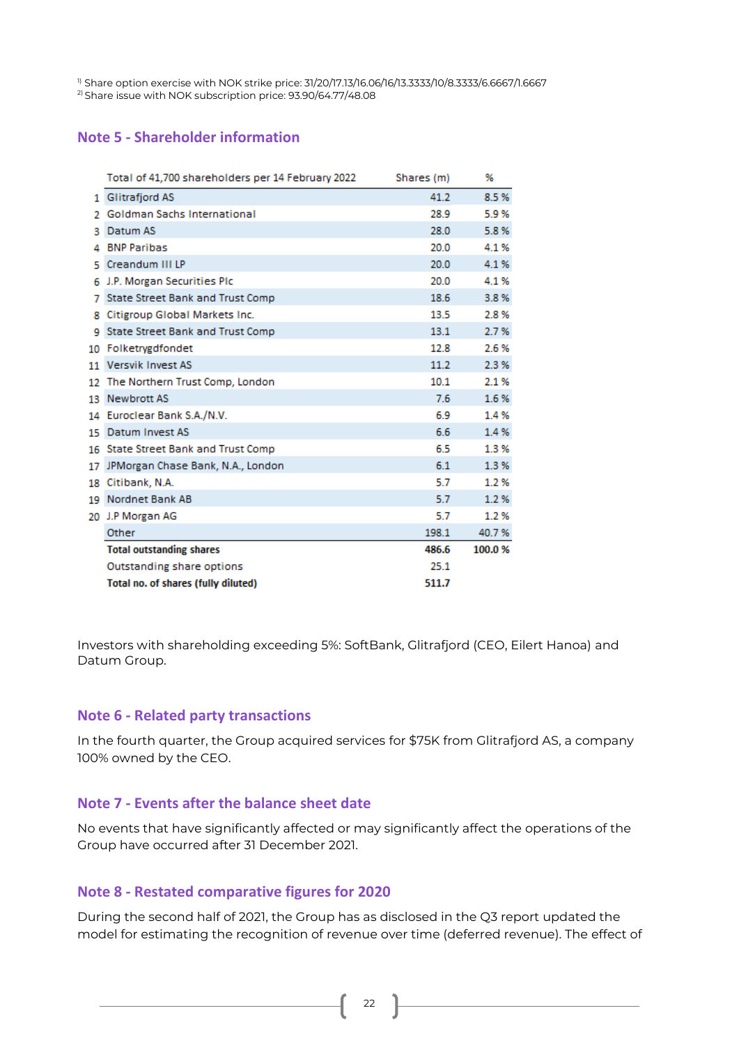1) Share option exercise with NOK strike price: 31/20/17.13/16.06/16/13.3333/10/8.3333/6.6667/1.6667
2) Share issue with NOK subscription price: 93.90/64.77/48.08

## Note 5 - Shareholder information

| | Total of 41,700 shareholders per 14 February 2022 | Shares (m) | % |
|---|---|---|---|
| 1 | Glitrafjord AS | 41.2 | 8.5 % |
| 2 | Goldman Sachs International | 28.9 | 5.9 % |
| 3 | Datum AS | 28.0 | 5.8 % |
| 4 | BNP Paribas | 20.0 | 4.1 % |
| 5 | Creandum III LP | 20.0 | 4.1 % |
| 6 | J.P. Morgan Securities Plc | 20.0 | 4.1 % |
| 7 | State Street Bank and Trust Comp | 18.6 | 3.8 % |
| 8 | Citigroup Global Markets Inc. | 13.5 | 2.8 % |
| 9 | State Street Bank and Trust Comp | 13.1 | 2.7 % |
| 10 | Folketrygdfondet | 12.8 | 2.6 % |
| 11 | Versvik Invest AS | 11.2 | 2.3 % |
| 12 | The Northern Trust Comp, London | 10.1 | 2.1 % |
| 13 | Newbrott AS | 7.6 | 1.6 % |
| 14 | Euroclear Bank S.A./N.V. | 6.9 | 1.4 % |
| 15 | Datum Invest AS | 6.6 | 1.4 % |
| 16 | State Street Bank and Trust Comp | 6.5 | 1.3 % |
| 17 | JPMorgan Chase Bank, N.A., London | 6.1 | 1.3 % |
| 18 | Citibank, N.A. | 5.7 | 1.2 % |
| 19 | Nordnet Bank AB | 5.7 | 1.2 % |
| 20 | J.P Morgan AG | 5.7 | 1.2 % |
| | Other | 198.1 | 40.7 % |
| | **Total outstanding shares** | **486.6** | **100.0 %** |
| | Outstanding share options | 25.1 | |
| | **Total no. of shares (fully diluted)** | **511.7** | |

Investors with shareholding exceeding 5%: SoftBank, Glitrafjord (CEO, Eilert Hanoa) and Datum Group.

## Note 6 - Related party transactions

In the fourth quarter, the Group acquired services for $75K from Glitrafjord AS, a company 100% owned by the CEO.

## Note 7 - Events after the balance sheet date

No events that have significantly affected or may significantly affect the operations of the Group have occurred after 31 December 2021.

## Note 8 - Restated comparative figures for 2020

During the second half of 2021, the Group has as disclosed in the Q3 report updated the model for estimating the recognition of revenue over time (deferred revenue). The effect of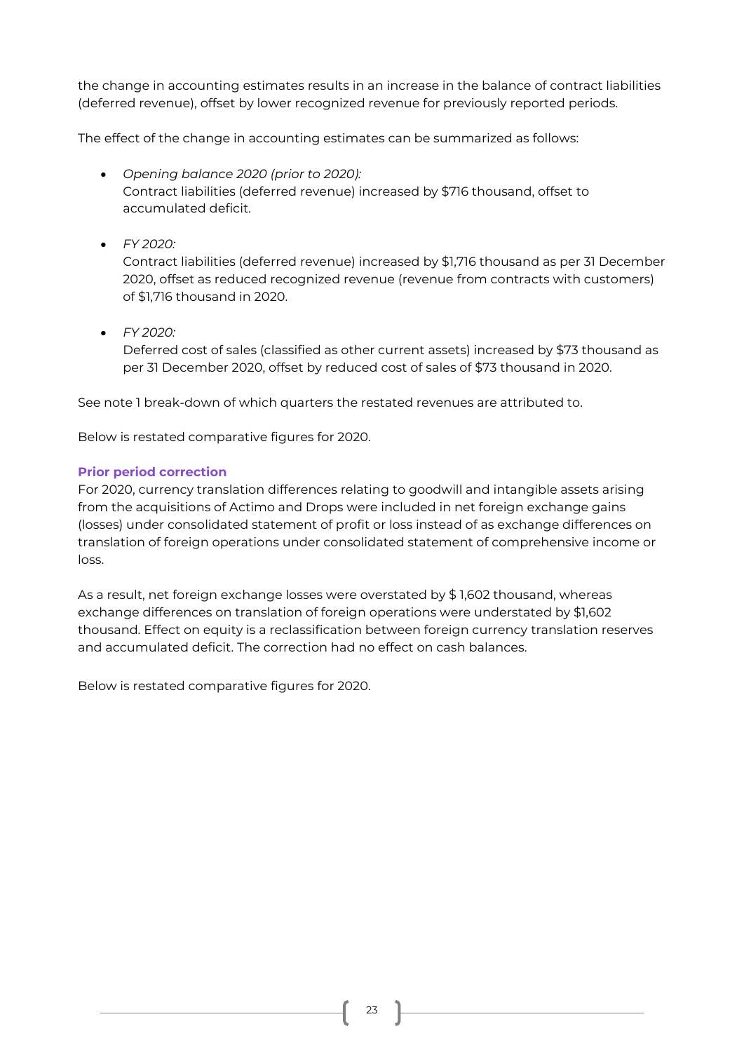the change in accounting estimates results in an increase in the balance of contract liabilities (deferred revenue), offset by lower recognized revenue for previously reported periods.

The effect of the change in accounting estimates can be summarized as follows:

- *Opening balance 2020 (prior to 2020):*
  Contract liabilities (deferred revenue) increased by $716 thousand, offset to accumulated deficit.

- *FY 2020:*
  Contract liabilities (deferred revenue) increased by $1,716 thousand as per 31 December 2020, offset as reduced recognized revenue (revenue from contracts with customers) of $1,716 thousand in 2020.

- *FY 2020:*
  Deferred cost of sales (classified as other current assets) increased by $73 thousand as per 31 December 2020, offset by reduced cost of sales of $73 thousand in 2020.

See note 1 break-down of which quarters the restated revenues are attributed to.

Below is restated comparative figures for 2020.

### Prior period correction

For 2020, currency translation differences relating to goodwill and intangible assets arising from the acquisitions of Actimo and Drops were included in net foreign exchange gains (losses) under consolidated statement of profit or loss instead of as exchange differences on translation of foreign operations under consolidated statement of comprehensive income or loss.

As a result, net foreign exchange losses were overstated by $ 1,602 thousand, whereas exchange differences on translation of foreign operations were understated by $1,602 thousand. Effect on equity is a reclassification between foreign currency translation reserves and accumulated deficit. The correction had no effect on cash balances.

Below is restated comparative figures for 2020.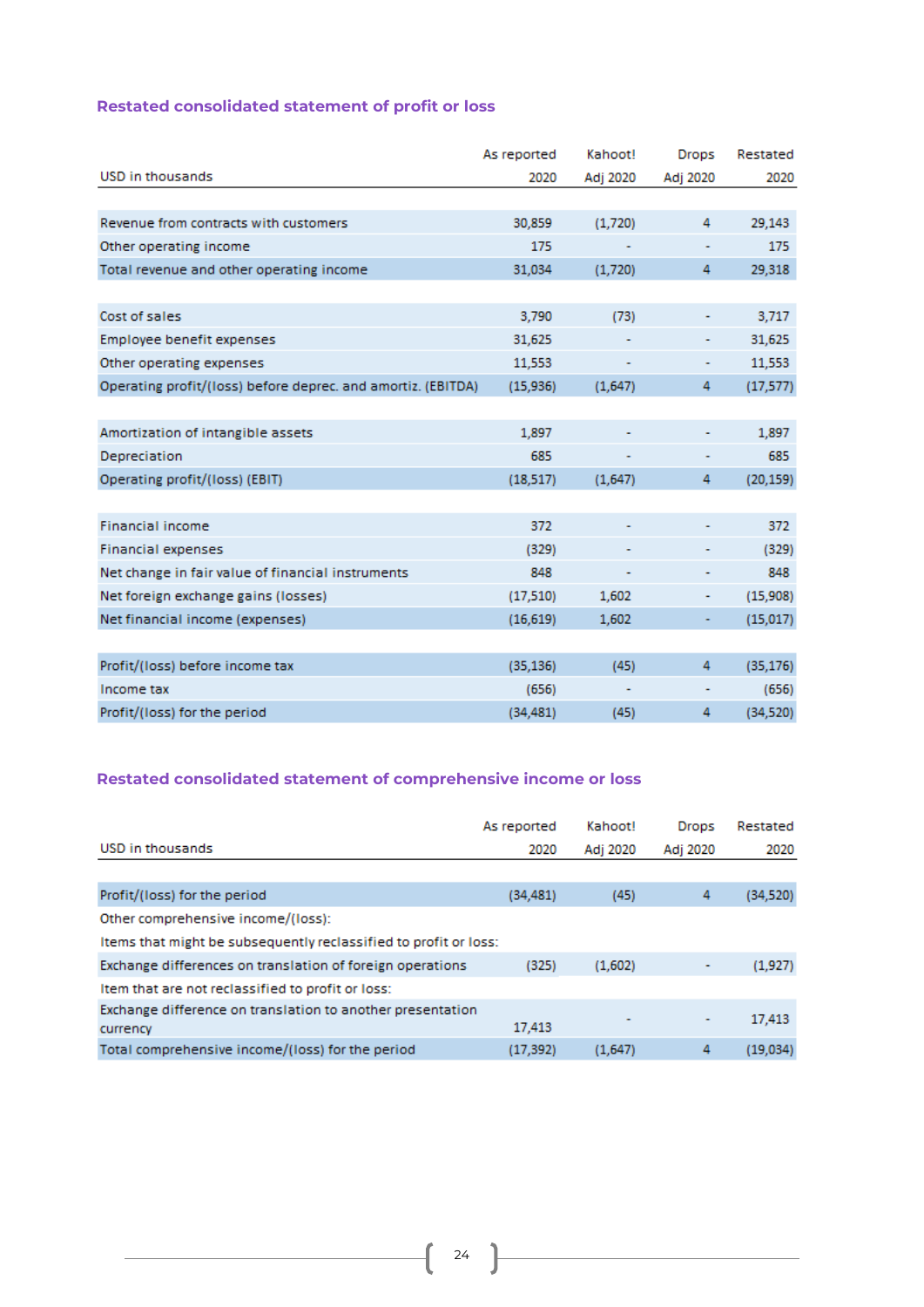## Restated consolidated statement of profit or loss

| USD in thousands | As reported 2020 | Kahoot! Adj 2020 | Drops Adj 2020 | Restated 2020 |
|---|---|---|---|---|
| Revenue from contracts with customers | 30,859 | (1,720) | 4 | 29,143 |
| Other operating income | 175 | - | - | 175 |
| Total revenue and other operating income | 31,034 | (1,720) | 4 | 29,318 |
| | | | | |
| Cost of sales | 3,790 | (73) | - | 3,717 |
| Employee benefit expenses | 31,625 | - | - | 31,625 |
| Other operating expenses | 11,553 | - | - | 11,553 |
| Operating profit/(loss) before deprec. and amortiz. (EBITDA) | (15,936) | (1,647) | 4 | (17,577) |
| | | | | |
| Amortization of intangible assets | 1,897 | - | - | 1,897 |
| Depreciation | 685 | - | - | 685 |
| Operating profit/(loss) (EBIT) | (18,517) | (1,647) | 4 | (20,159) |
| | | | | |
| Financial income | 372 | - | - | 372 |
| Financial expenses | (329) | - | - | (329) |
| Net change in fair value of financial instruments | 848 | - | - | 848 |
| Net foreign exchange gains (losses) | (17,510) | 1,602 | - | (15,908) |
| Net financial income (expenses) | (16,619) | 1,602 | - | (15,017) |
| | | | | |
| Profit/(loss) before income tax | (35,136) | (45) | 4 | (35,176) |
| Income tax | (656) | - | - | (656) |
| Profit/(loss) for the period | (34,481) | (45) | 4 | (34,520) |

## Restated consolidated statement of comprehensive income or loss

| USD in thousands | As reported 2020 | Kahoot! Adj 2020 | Drops Adj 2020 | Restated 2020 |
|---|---|---|---|---|
| Profit/(loss) for the period | (34,481) | (45) | 4 | (34,520) |
| Other comprehensive income/(loss): | | | | |
| Items that might be subsequently reclassified to profit or loss: | | | | |
| Exchange differences on translation of foreign operations | (325) | (1,602) | - | (1,927) |
| Item that are not reclassified to profit or loss: | | | | |
| Exchange difference on translation to another presentation currency | 17,413 | - | - | 17,413 |
| Total comprehensive income/(loss) for the period | (17,392) | (1,647) | 4 | (19,034) |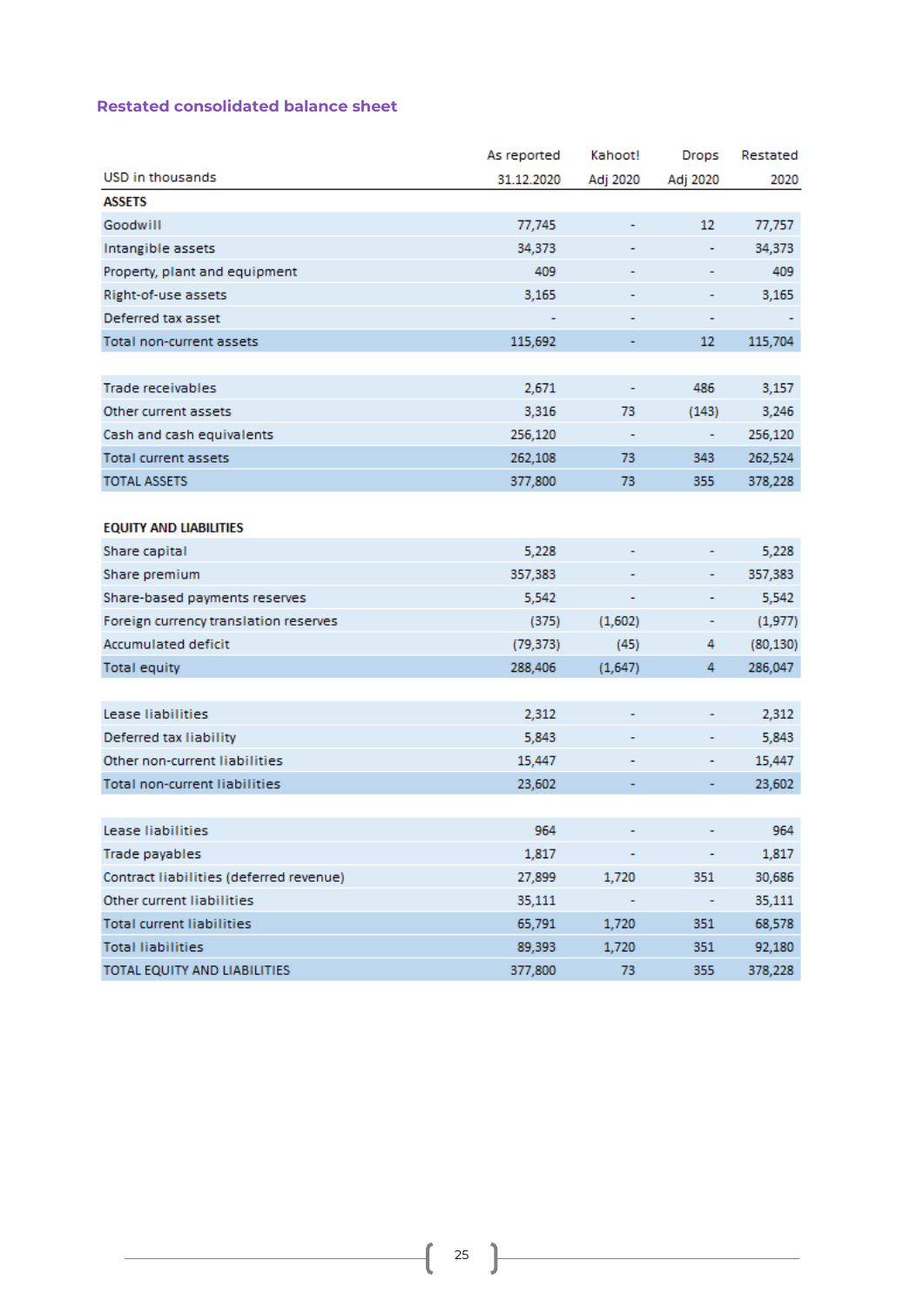### Restated consolidated balance sheet

| USD in thousands | As reported 31.12.2020 | Kahoot! Adj 2020 | Drops Adj 2020 | Restated 2020 |
|---|---|---|---|---|
| **ASSETS** | | | | |
| Goodwill | 77,745 | - | 12 | 77,757 |
| Intangible assets | 34,373 | - | - | 34,373 |
| Property, plant and equipment | 409 | - | - | 409 |
| Right-of-use assets | 3,165 | - | - | 3,165 |
| Deferred tax asset | - | - | - | - |
| Total non-current assets | 115,692 | - | 12 | 115,704 |
| | | | | |
| Trade receivables | 2,671 | - | 486 | 3,157 |
| Other current assets | 3,316 | 73 | (143) | 3,246 |
| Cash and cash equivalents | 256,120 | - | - | 256,120 |
| Total current assets | 262,108 | 73 | 343 | 262,524 |
| TOTAL ASSETS | 377,800 | 73 | 355 | 378,228 |
| | | | | |
| **EQUITY AND LIABILITIES** | | | | |
| Share capital | 5,228 | - | - | 5,228 |
| Share premium | 357,383 | - | - | 357,383 |
| Share-based payments reserves | 5,542 | - | - | 5,542 |
| Foreign currency translation reserves | (375) | (1,602) | - | (1,977) |
| Accumulated deficit | (79,373) | (45) | 4 | (80,130) |
| Total equity | 288,406 | (1,647) | 4 | 286,047 |
| | | | | |
| Lease liabilities | 2,312 | - | - | 2,312 |
| Deferred tax liability | 5,843 | - | - | 5,843 |
| Other non-current liabilities | 15,447 | - | - | 15,447 |
| Total non-current liabilities | 23,602 | - | - | 23,602 |
| | | | | |
| Lease liabilities | 964 | - | - | 964 |
| Trade payables | 1,817 | - | - | 1,817 |
| Contract liabilities (deferred revenue) | 27,899 | 1,720 | 351 | 30,686 |
| Other current liabilities | 35,111 | - | - | 35,111 |
| Total current liabilities | 65,791 | 1,720 | 351 | 68,578 |
| Total liabilities | 89,393 | 1,720 | 351 | 92,180 |
| TOTAL EQUITY AND LIABILITIES | 377,800 | 73 | 355 | 378,228 |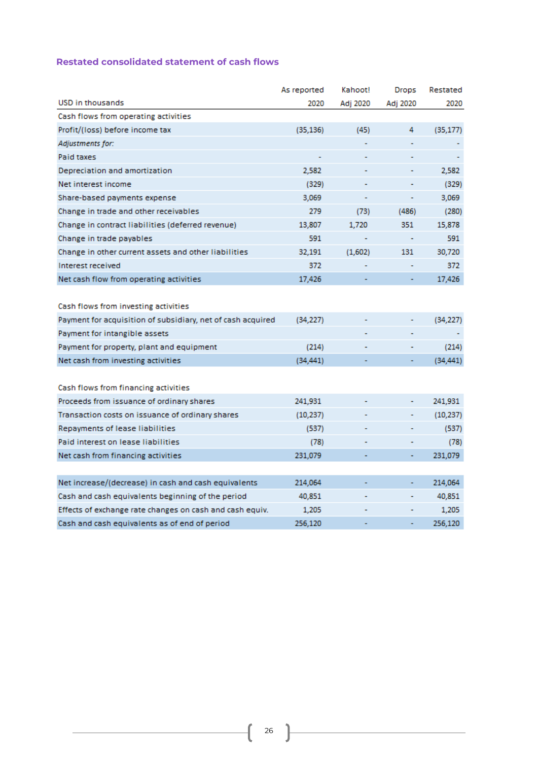## Restated consolidated statement of cash flows

| USD in thousands | As reported 2020 | Kahoot! Adj 2020 | Drops Adj 2020 | Restated 2020 |
|---|---|---|---|---|
| Cash flows from operating activities | | | | |
| Profit/(loss) before income tax | (35,136) | (45) | 4 | (35,177) |
| *Adjustments for:* | | - | - | - |
| Paid taxes | - | - | - | - |
| Depreciation and amortization | 2,582 | - | - | 2,582 |
| Net interest income | (329) | - | - | (329) |
| Share-based payments expense | 3,069 | - | - | 3,069 |
| Change in trade and other receivables | 279 | (73) | (486) | (280) |
| Change in contract liabilities (deferred revenue) | 13,807 | 1,720 | 351 | 15,878 |
| Change in trade payables | 591 | - | - | 591 |
| Change in other current assets and other liabilities | 32,191 | (1,602) | 131 | 30,720 |
| Interest received | 372 | - | - | 372 |
| Net cash flow from operating activities | 17,426 | - | - | 17,426 |
| | | | | |
| Cash flows from investing activities | | | | |
| Payment for acquisition of subsidiary, net of cash acquired | (34,227) | - | - | (34,227) |
| Payment for intangible assets | | - | - | - |
| Payment for property, plant and equipment | (214) | - | - | (214) |
| Net cash from investing activities | (34,441) | - | - | (34,441) |
| | | | | |
| Cash flows from financing activities | | | | |
| Proceeds from issuance of ordinary shares | 241,931 | - | - | 241,931 |
| Transaction costs on issuance of ordinary shares | (10,237) | - | - | (10,237) |
| Repayments of lease liabilities | (537) | - | - | (537) |
| Paid interest on lease liabilities | (78) | - | - | (78) |
| Net cash from financing activities | 231,079 | - | - | 231,079 |
| | | | | |
| Net increase/(decrease) in cash and cash equivalents | 214,064 | - | - | 214,064 |
| Cash and cash equivalents beginning of the period | 40,851 | - | - | 40,851 |
| Effects of exchange rate changes on cash and cash equiv. | 1,205 | - | - | 1,205 |
| Cash and cash equivalents as of end of period | 256,120 | - | - | 256,120 |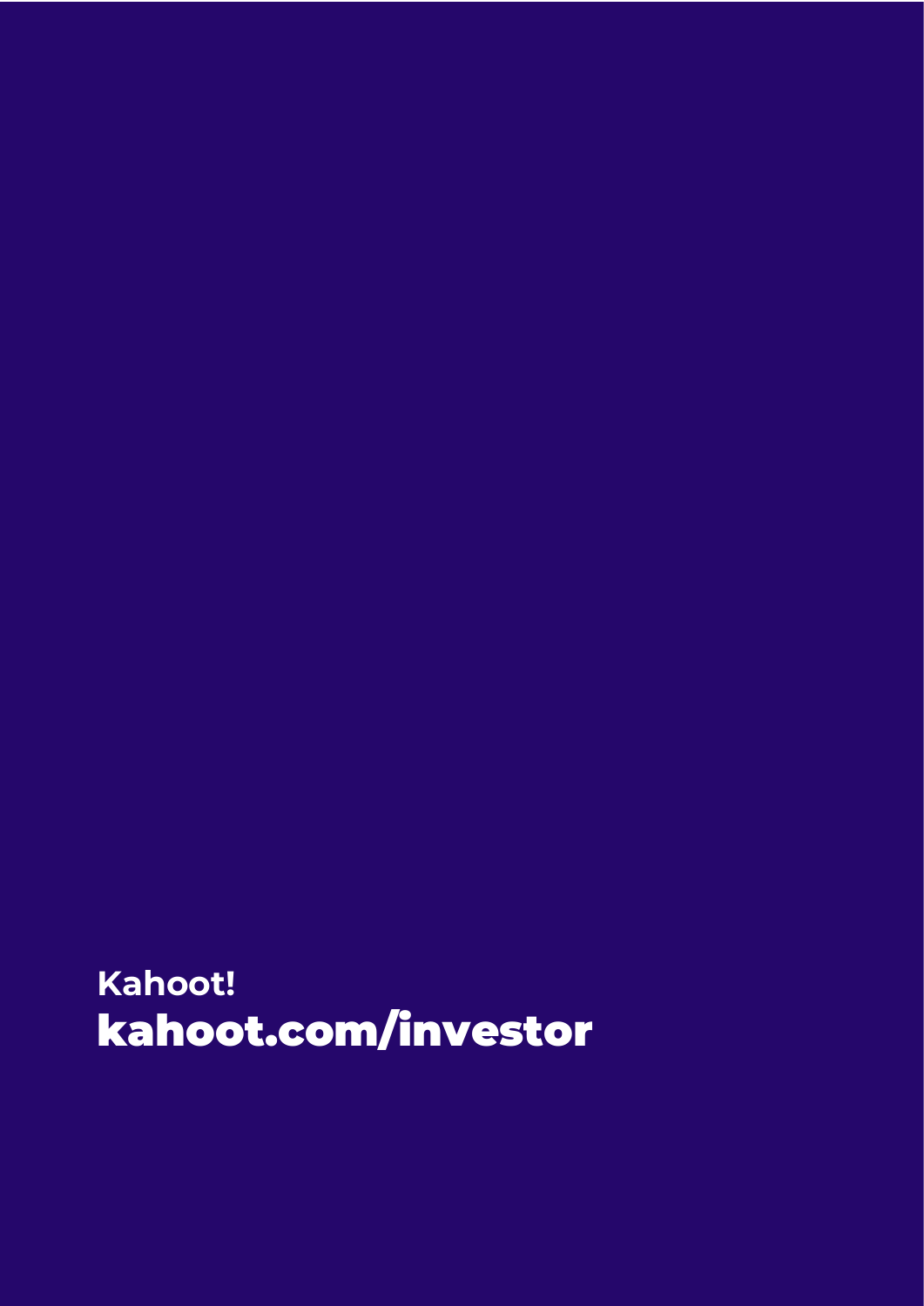**Kahoot!**

**kahoot.com/investor**